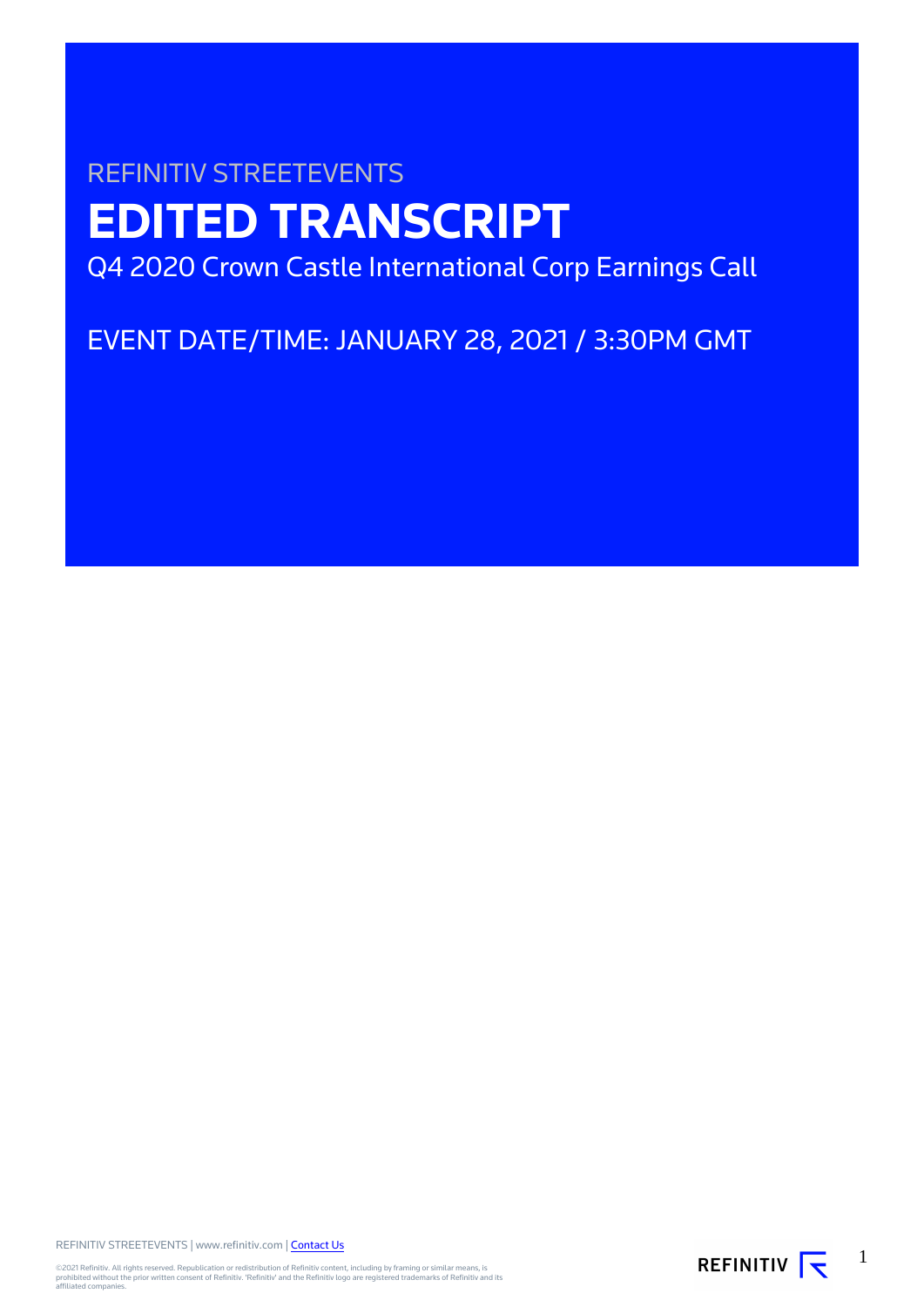REFINITIV STREETEVENTS

# EDITED TRANSCRIPT

Q4 2020 Crown Castle International Corp Earnings Call

EVENT DATE/TIME: JANUARY 28, 2021 / 3:30PM GMT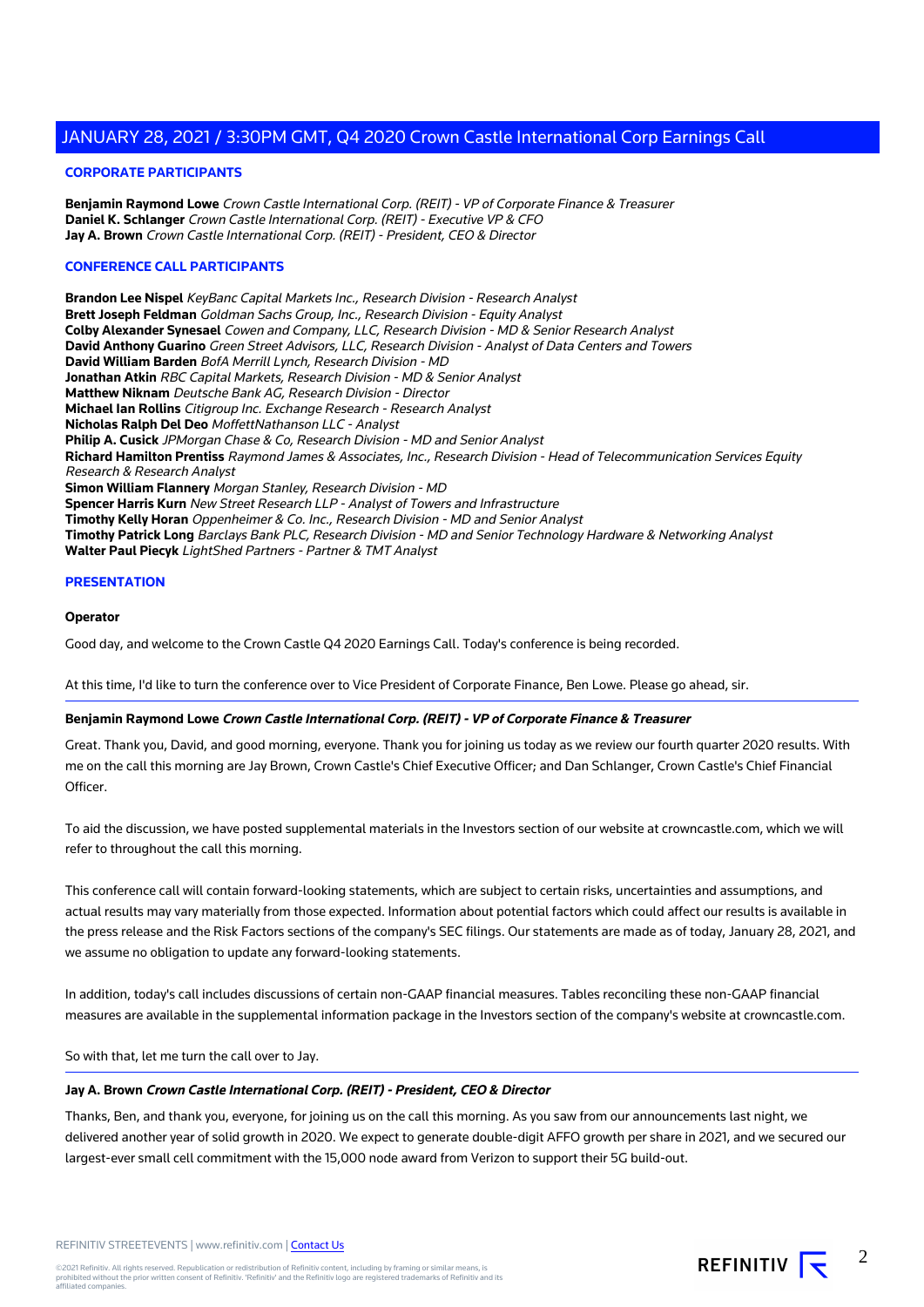## CORPORATE PARTICIPANTS

**Benjamin Raymond Lowe** *Crown Castle International Corp. (REIT) - VP of Corporate Finance & Treasurer*
**Daniel K. Schlanger** *Crown Castle International Corp. (REIT) - Executive VP & CFO*
**Jay A. Brown** *Crown Castle International Corp. (REIT) - President, CEO & Director*

## CONFERENCE CALL PARTICIPANTS

**Brandon Lee Nispel** *KeyBanc Capital Markets Inc., Research Division - Research Analyst*
**Brett Joseph Feldman** *Goldman Sachs Group, Inc., Research Division - Equity Analyst*
**Colby Alexander Synesael** *Cowen and Company, LLC, Research Division - MD & Senior Research Analyst*
**David Anthony Guarino** *Green Street Advisors, LLC, Research Division - Analyst of Data Centers and Towers*
**David William Barden** *BofA Merrill Lynch, Research Division - MD*
**Jonathan Atkin** *RBC Capital Markets, Research Division - MD & Senior Analyst*
**Matthew Niknam** *Deutsche Bank AG, Research Division - Director*
**Michael Ian Rollins** *Citigroup Inc. Exchange Research - Research Analyst*
**Nicholas Ralph Del Deo** *MoffettNathanson LLC - Analyst*
**Philip A. Cusick** *JPMorgan Chase & Co, Research Division - MD and Senior Analyst*
**Richard Hamilton Prentiss** *Raymond James & Associates, Inc., Research Division - Head of Telecommunication Services Equity Research & Research Analyst*
**Simon William Flannery** *Morgan Stanley, Research Division - MD*
**Spencer Harris Kurn** *New Street Research LLP - Analyst of Towers and Infrastructure*
**Timothy Kelly Horan** *Oppenheimer & Co. Inc., Research Division - MD and Senior Analyst*
**Timothy Patrick Long** *Barclays Bank PLC, Research Division - MD and Senior Technology Hardware & Networking Analyst*
**Walter Paul Piecyk** *LightShed Partners - Partner & TMT Analyst*

## PRESENTATION

**Operator**

Good day, and welcome to the Crown Castle Q4 2020 Earnings Call. Today's conference is being recorded.

At this time, I'd like to turn the conference over to Vice President of Corporate Finance, Ben Lowe. Please go ahead, sir.

---

**Benjamin Raymond Lowe** ***Crown Castle International Corp. (REIT) - VP of Corporate Finance & Treasurer***

Great. Thank you, David, and good morning, everyone. Thank you for joining us today as we review our fourth quarter 2020 results. With me on the call this morning are Jay Brown, Crown Castle's Chief Executive Officer; and Dan Schlanger, Crown Castle's Chief Financial Officer.

To aid the discussion, we have posted supplemental materials in the Investors section of our website at crowncastle.com, which we will refer to throughout the call this morning.

This conference call will contain forward-looking statements, which are subject to certain risks, uncertainties and assumptions, and actual results may vary materially from those expected. Information about potential factors which could affect our results is available in the press release and the Risk Factors sections of the company's SEC filings. Our statements are made as of today, January 28, 2021, and we assume no obligation to update any forward-looking statements.

In addition, today's call includes discussions of certain non-GAAP financial measures. Tables reconciling these non-GAAP financial measures are available in the supplemental information package in the Investors section of the company's website at crowncastle.com.

So with that, let me turn the call over to Jay.

---

**Jay A. Brown** ***Crown Castle International Corp. (REIT) - President, CEO & Director***

Thanks, Ben, and thank you, everyone, for joining us on the call this morning. As you saw from our announcements last night, we delivered another year of solid growth in 2020. We expect to generate double-digit AFFO growth per share in 2021, and we secured our largest-ever small cell commitment with the 15,000 node award from Verizon to support their 5G build-out.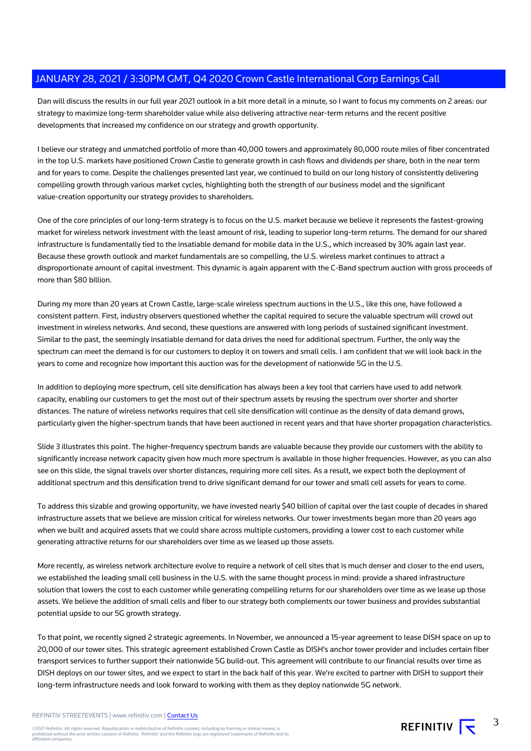Dan will discuss the results in our full year 2021 outlook in a bit more detail in a minute, so I want to focus my comments on 2 areas: our strategy to maximize long-term shareholder value while also delivering attractive near-term returns and the recent positive developments that increased my confidence on our strategy and growth opportunity.

I believe our strategy and unmatched portfolio of more than 40,000 towers and approximately 80,000 route miles of fiber concentrated in the top U.S. markets have positioned Crown Castle to generate growth in cash flows and dividends per share, both in the near term and for years to come. Despite the challenges presented last year, we continued to build on our long history of consistently delivering compelling growth through various market cycles, highlighting both the strength of our business model and the significant value-creation opportunity our strategy provides to shareholders.

One of the core principles of our long-term strategy is to focus on the U.S. market because we believe it represents the fastest-growing market for wireless network investment with the least amount of risk, leading to superior long-term returns. The demand for our shared infrastructure is fundamentally tied to the insatiable demand for mobile data in the U.S., which increased by 30% again last year. Because these growth outlook and market fundamentals are so compelling, the U.S. wireless market continues to attract a disproportionate amount of capital investment. This dynamic is again apparent with the C-Band spectrum auction with gross proceeds of more than $80 billion.

During my more than 20 years at Crown Castle, large-scale wireless spectrum auctions in the U.S., like this one, have followed a consistent pattern. First, industry observers questioned whether the capital required to secure the valuable spectrum will crowd out investment in wireless networks. And second, these questions are answered with long periods of sustained significant investment. Similar to the past, the seemingly insatiable demand for data drives the need for additional spectrum. Further, the only way the spectrum can meet the demand is for our customers to deploy it on towers and small cells. I am confident that we will look back in the years to come and recognize how important this auction was for the development of nationwide 5G in the U.S.

In addition to deploying more spectrum, cell site densification has always been a key tool that carriers have used to add network capacity, enabling our customers to get the most out of their spectrum assets by reusing the spectrum over shorter and shorter distances. The nature of wireless networks requires that cell site densification will continue as the density of data demand grows, particularly given the higher-spectrum bands that have been auctioned in recent years and that have shorter propagation characteristics.

Slide 3 illustrates this point. The higher-frequency spectrum bands are valuable because they provide our customers with the ability to significantly increase network capacity given how much more spectrum is available in those higher frequencies. However, as you can also see on this slide, the signal travels over shorter distances, requiring more cell sites. As a result, we expect both the deployment of additional spectrum and this densification trend to drive significant demand for our tower and small cell assets for years to come.

To address this sizable and growing opportunity, we have invested nearly $40 billion of capital over the last couple of decades in shared infrastructure assets that we believe are mission critical for wireless networks. Our tower investments began more than 20 years ago when we built and acquired assets that we could share across multiple customers, providing a lower cost to each customer while generating attractive returns for our shareholders over time as we leased up those assets.

More recently, as wireless network architecture evolve to require a network of cell sites that is much denser and closer to the end users, we established the leading small cell business in the U.S. with the same thought process in mind: provide a shared infrastructure solution that lowers the cost to each customer while generating compelling returns for our shareholders over time as we lease up those assets. We believe the addition of small cells and fiber to our strategy both complements our tower business and provides substantial potential upside to our 5G growth strategy.

To that point, we recently signed 2 strategic agreements. In November, we announced a 15-year agreement to lease DISH space on up to 20,000 of our tower sites. This strategic agreement established Crown Castle as DISH's anchor tower provider and includes certain fiber transport services to further support their nationwide 5G build-out. This agreement will contribute to our financial results over time as DISH deploys on our tower sites, and we expect to start in the back half of this year. We're excited to partner with DISH to support their long-term infrastructure needs and look forward to working with them as they deploy nationwide 5G network.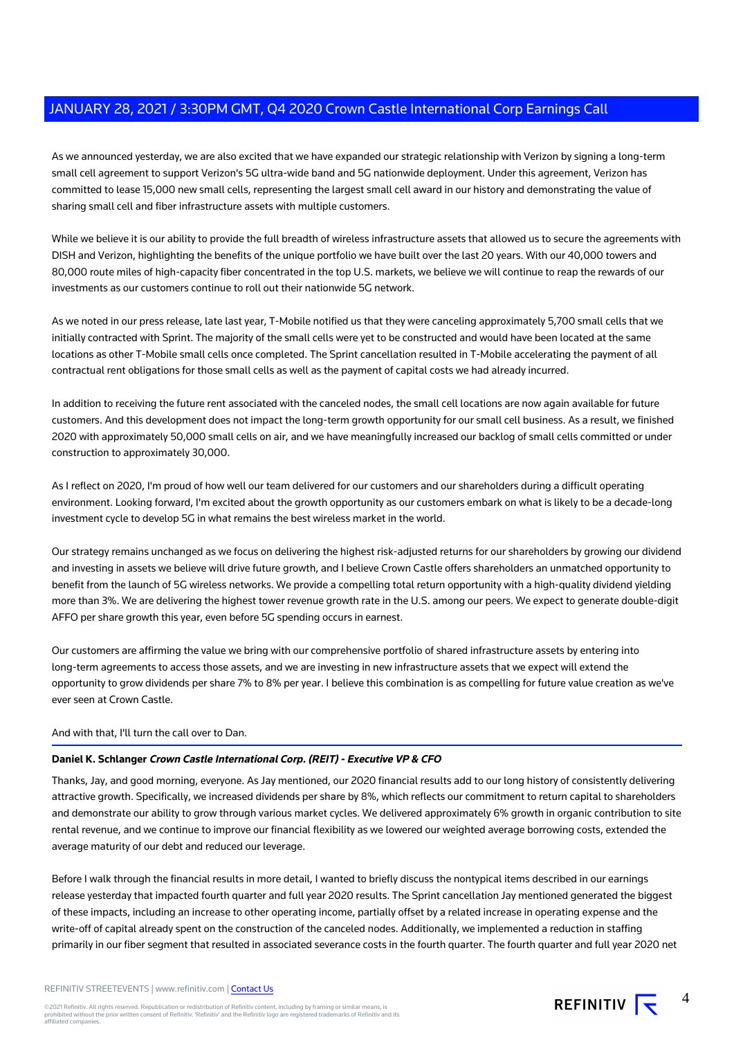As we announced yesterday, we are also excited that we have expanded our strategic relationship with Verizon by signing a long-term small cell agreement to support Verizon's 5G ultra-wide band and 5G nationwide deployment. Under this agreement, Verizon has committed to lease 15,000 new small cells, representing the largest small cell award in our history and demonstrating the value of sharing small cell and fiber infrastructure assets with multiple customers.

While we believe it is our ability to provide the full breadth of wireless infrastructure assets that allowed us to secure the agreements with DISH and Verizon, highlighting the benefits of the unique portfolio we have built over the last 20 years. With our 40,000 towers and 80,000 route miles of high-capacity fiber concentrated in the top U.S. markets, we believe we will continue to reap the rewards of our investments as our customers continue to roll out their nationwide 5G network.

As we noted in our press release, late last year, T-Mobile notified us that they were canceling approximately 5,700 small cells that we initially contracted with Sprint. The majority of the small cells were yet to be constructed and would have been located at the same locations as other T-Mobile small cells once completed. The Sprint cancellation resulted in T-Mobile accelerating the payment of all contractual rent obligations for those small cells as well as the payment of capital costs we had already incurred.

In addition to receiving the future rent associated with the canceled nodes, the small cell locations are now again available for future customers. And this development does not impact the long-term growth opportunity for our small cell business. As a result, we finished 2020 with approximately 50,000 small cells on air, and we have meaningfully increased our backlog of small cells committed or under construction to approximately 30,000.

As I reflect on 2020, I'm proud of how well our team delivered for our customers and our shareholders during a difficult operating environment. Looking forward, I'm excited about the growth opportunity as our customers embark on what is likely to be a decade-long investment cycle to develop 5G in what remains the best wireless market in the world.

Our strategy remains unchanged as we focus on delivering the highest risk-adjusted returns for our shareholders by growing our dividend and investing in assets we believe will drive future growth, and I believe Crown Castle offers shareholders an unmatched opportunity to benefit from the launch of 5G wireless networks. We provide a compelling total return opportunity with a high-quality dividend yielding more than 3%. We are delivering the highest tower revenue growth rate in the U.S. among our peers. We expect to generate double-digit AFFO per share growth this year, even before 5G spending occurs in earnest.

Our customers are affirming the value we bring with our comprehensive portfolio of shared infrastructure assets by entering into long-term agreements to access those assets, and we are investing in new infrastructure assets that we expect will extend the opportunity to grow dividends per share 7% to 8% per year. I believe this combination is as compelling for future value creation as we've ever seen at Crown Castle.

And with that, I'll turn the call over to Dan.

**Daniel K. Schlanger** ***Crown Castle International Corp. (REIT) - Executive VP & CFO***

Thanks, Jay, and good morning, everyone. As Jay mentioned, our 2020 financial results add to our long history of consistently delivering attractive growth. Specifically, we increased dividends per share by 8%, which reflects our commitment to return capital to shareholders and demonstrate our ability to grow through various market cycles. We delivered approximately 6% growth in organic contribution to site rental revenue, and we continue to improve our financial flexibility as we lowered our weighted average borrowing costs, extended the average maturity of our debt and reduced our leverage.

Before I walk through the financial results in more detail, I wanted to briefly discuss the nontypical items described in our earnings release yesterday that impacted fourth quarter and full year 2020 results. The Sprint cancellation Jay mentioned generated the biggest of these impacts, including an increase to other operating income, partially offset by a related increase in operating expense and the write-off of capital already spent on the construction of the canceled nodes. Additionally, we implemented a reduction in staffing primarily in our fiber segment that resulted in associated severance costs in the fourth quarter. The fourth quarter and full year 2020 net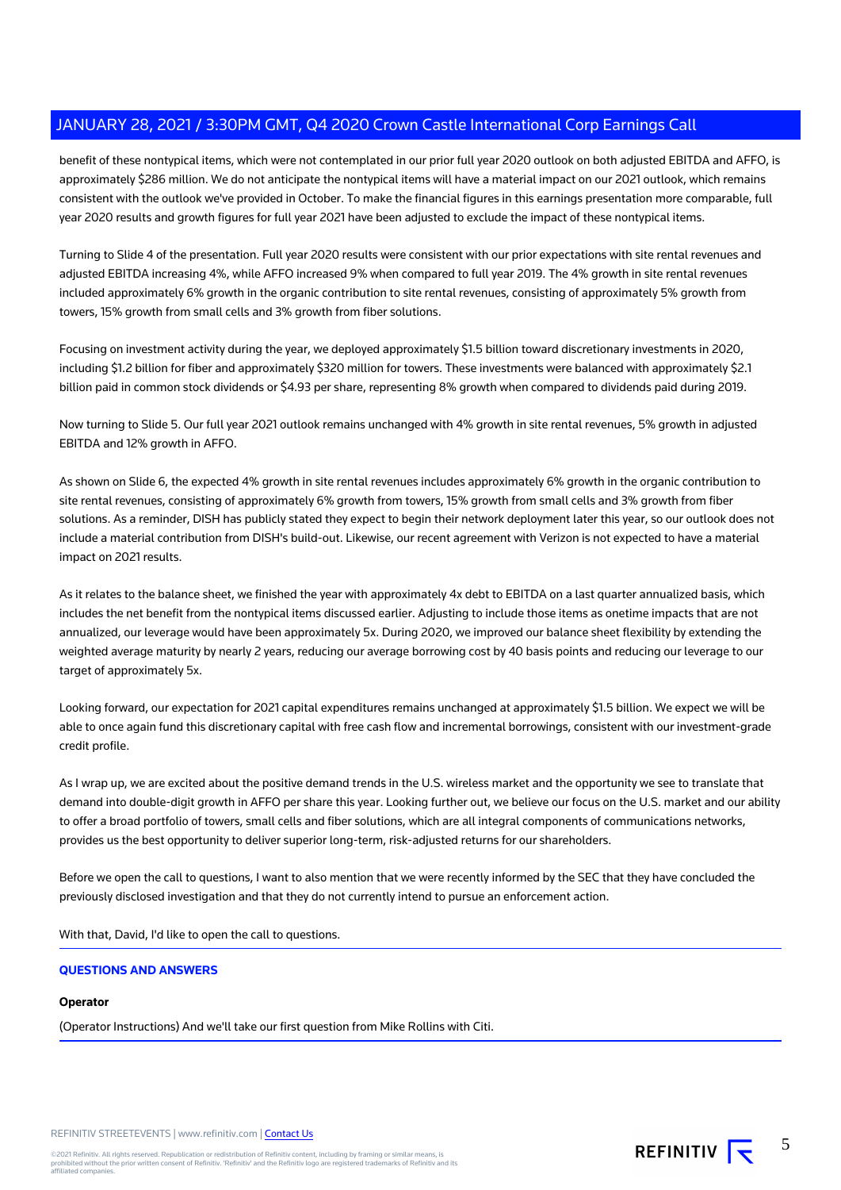benefit of these nontypical items, which were not contemplated in our prior full year 2020 outlook on both adjusted EBITDA and AFFO, is approximately $286 million. We do not anticipate the nontypical items will have a material impact on our 2021 outlook, which remains consistent with the outlook we've provided in October. To make the financial figures in this earnings presentation more comparable, full year 2020 results and growth figures for full year 2021 have been adjusted to exclude the impact of these nontypical items.

Turning to Slide 4 of the presentation. Full year 2020 results were consistent with our prior expectations with site rental revenues and adjusted EBITDA increasing 4%, while AFFO increased 9% when compared to full year 2019. The 4% growth in site rental revenues included approximately 6% growth in the organic contribution to site rental revenues, consisting of approximately 5% growth from towers, 15% growth from small cells and 3% growth from fiber solutions.

Focusing on investment activity during the year, we deployed approximately $1.5 billion toward discretionary investments in 2020, including $1.2 billion for fiber and approximately $320 million for towers. These investments were balanced with approximately $2.1 billion paid in common stock dividends or $4.93 per share, representing 8% growth when compared to dividends paid during 2019.

Now turning to Slide 5. Our full year 2021 outlook remains unchanged with 4% growth in site rental revenues, 5% growth in adjusted EBITDA and 12% growth in AFFO.

As shown on Slide 6, the expected 4% growth in site rental revenues includes approximately 6% growth in the organic contribution to site rental revenues, consisting of approximately 6% growth from towers, 15% growth from small cells and 3% growth from fiber solutions. As a reminder, DISH has publicly stated they expect to begin their network deployment later this year, so our outlook does not include a material contribution from DISH's build-out. Likewise, our recent agreement with Verizon is not expected to have a material impact on 2021 results.

As it relates to the balance sheet, we finished the year with approximately 4x debt to EBITDA on a last quarter annualized basis, which includes the net benefit from the nontypical items discussed earlier. Adjusting to include those items as onetime impacts that are not annualized, our leverage would have been approximately 5x. During 2020, we improved our balance sheet flexibility by extending the weighted average maturity by nearly 2 years, reducing our average borrowing cost by 40 basis points and reducing our leverage to our target of approximately 5x.

Looking forward, our expectation for 2021 capital expenditures remains unchanged at approximately $1.5 billion. We expect we will be able to once again fund this discretionary capital with free cash flow and incremental borrowings, consistent with our investment-grade credit profile.

As I wrap up, we are excited about the positive demand trends in the U.S. wireless market and the opportunity we see to translate that demand into double-digit growth in AFFO per share this year. Looking further out, we believe our focus on the U.S. market and our ability to offer a broad portfolio of towers, small cells and fiber solutions, which are all integral components of communications networks, provides us the best opportunity to deliver superior long-term, risk-adjusted returns for our shareholders.

Before we open the call to questions, I want to also mention that we were recently informed by the SEC that they have concluded the previously disclosed investigation and that they do not currently intend to pursue an enforcement action.

With that, David, I'd like to open the call to questions.

## QUESTIONS AND ANSWERS

**Operator**

(Operator Instructions) And we'll take our first question from Mike Rollins with Citi.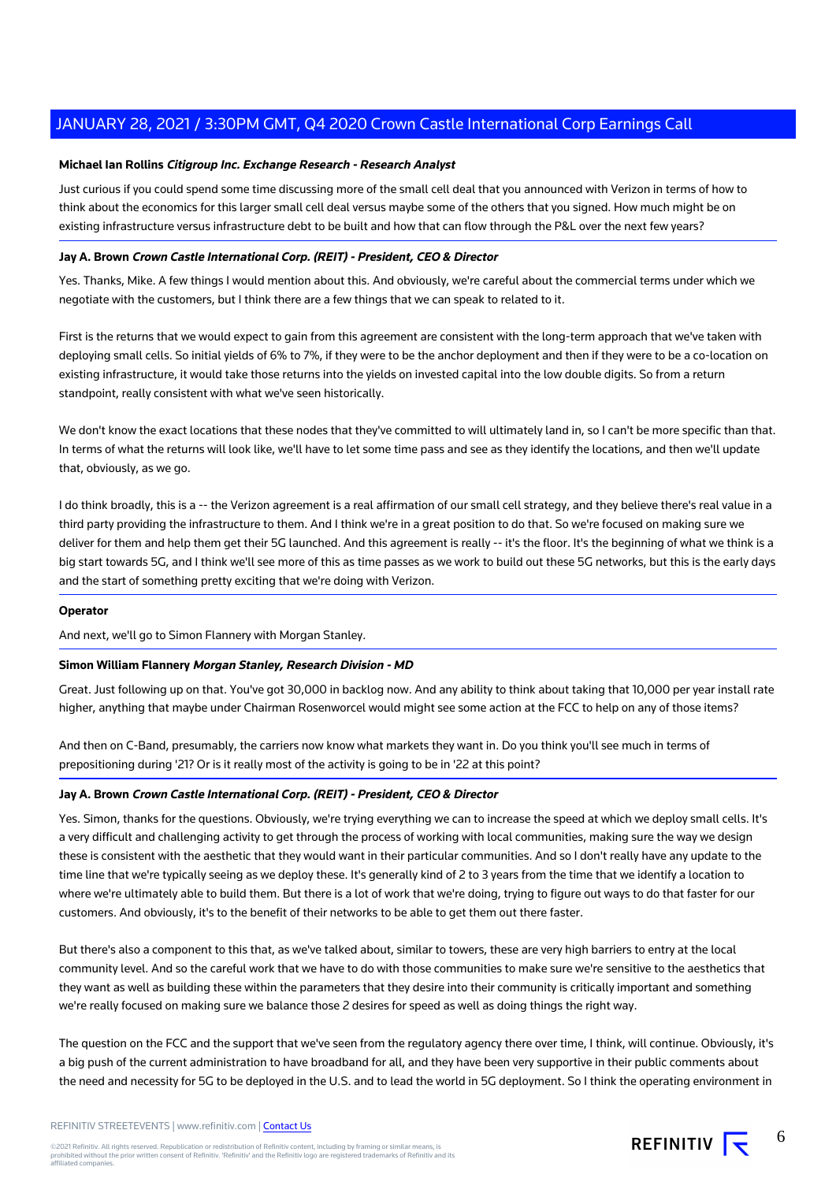**Michael Ian Rollins** ***Citigroup Inc. Exchange Research - Research Analyst***

Just curious if you could spend some time discussing more of the small cell deal that you announced with Verizon in terms of how to think about the economics for this larger small cell deal versus maybe some of the others that you signed. How much might be on existing infrastructure versus infrastructure debt to be built and how that can flow through the P&L over the next few years?

**Jay A. Brown** ***Crown Castle International Corp. (REIT) - President, CEO & Director***

Yes. Thanks, Mike. A few things I would mention about this. And obviously, we're careful about the commercial terms under which we negotiate with the customers, but I think there are a few things that we can speak to related to it.

First is the returns that we would expect to gain from this agreement are consistent with the long-term approach that we've taken with deploying small cells. So initial yields of 6% to 7%, if they were to be the anchor deployment and then if they were to be a co-location on existing infrastructure, it would take those returns into the yields on invested capital into the low double digits. So from a return standpoint, really consistent with what we've seen historically.

We don't know the exact locations that these nodes that they've committed to will ultimately land in, so I can't be more specific than that. In terms of what the returns will look like, we'll have to let some time pass and see as they identify the locations, and then we'll update that, obviously, as we go.

I do think broadly, this is a -- the Verizon agreement is a real affirmation of our small cell strategy, and they believe there's real value in a third party providing the infrastructure to them. And I think we're in a great position to do that. So we're focused on making sure we deliver for them and help them get their 5G launched. And this agreement is really -- it's the floor. It's the beginning of what we think is a big start towards 5G, and I think we'll see more of this as time passes as we work to build out these 5G networks, but this is the early days and the start of something pretty exciting that we're doing with Verizon.

**Operator**

And next, we'll go to Simon Flannery with Morgan Stanley.

**Simon William Flannery** ***Morgan Stanley, Research Division - MD***

Great. Just following up on that. You've got 30,000 in backlog now. And any ability to think about taking that 10,000 per year install rate higher, anything that maybe under Chairman Rosenworcel would might see some action at the FCC to help on any of those items?

And then on C-Band, presumably, the carriers now know what markets they want in. Do you think you'll see much in terms of prepositioning during '21? Or is it really most of the activity is going to be in '22 at this point?

**Jay A. Brown** ***Crown Castle International Corp. (REIT) - President, CEO & Director***

Yes. Simon, thanks for the questions. Obviously, we're trying everything we can to increase the speed at which we deploy small cells. It's a very difficult and challenging activity to get through the process of working with local communities, making sure the way we design these is consistent with the aesthetic that they would want in their particular communities. And so I don't really have any update to the time line that we're typically seeing as we deploy these. It's generally kind of 2 to 3 years from the time that we identify a location to where we're ultimately able to build them. But there is a lot of work that we're doing, trying to figure out ways to do that faster for our customers. And obviously, it's to the benefit of their networks to be able to get them out there faster.

But there's also a component to this that, as we've talked about, similar to towers, these are very high barriers to entry at the local community level. And so the careful work that we have to do with those communities to make sure we're sensitive to the aesthetics that they want as well as building these within the parameters that they desire into their community is critically important and something we're really focused on making sure we balance those 2 desires for speed as well as doing things the right way.

The question on the FCC and the support that we've seen from the regulatory agency there over time, I think, will continue. Obviously, it's a big push of the current administration to have broadband for all, and they have been very supportive in their public comments about the need and necessity for 5G to be deployed in the U.S. and to lead the world in 5G deployment. So I think the operating environment in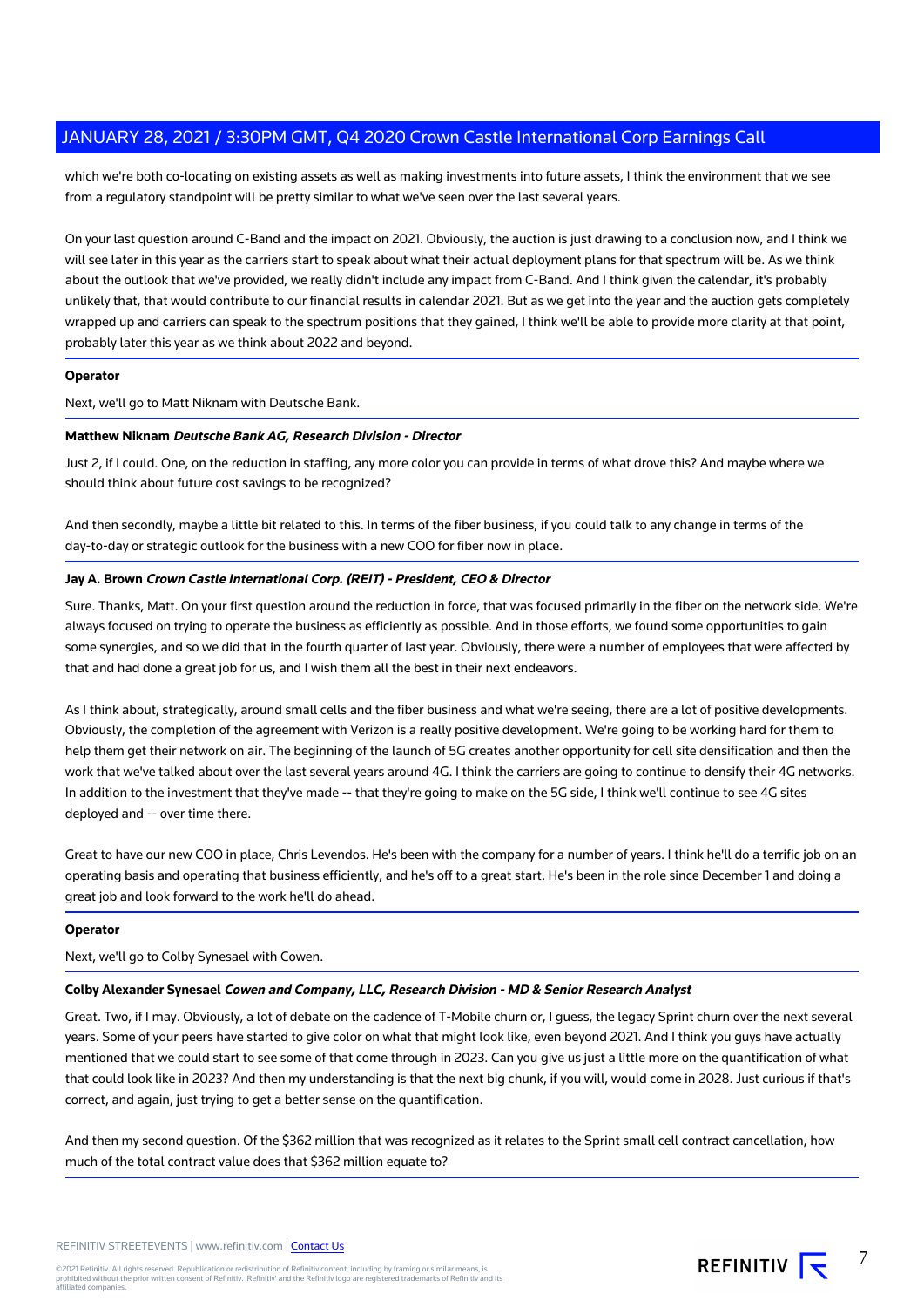which we're both co-locating on existing assets as well as making investments into future assets, I think the environment that we see from a regulatory standpoint will be pretty similar to what we've seen over the last several years.

On your last question around C-Band and the impact on 2021. Obviously, the auction is just drawing to a conclusion now, and I think we will see later in this year as the carriers start to speak about what their actual deployment plans for that spectrum will be. As we think about the outlook that we've provided, we really didn't include any impact from C-Band. And I think given the calendar, it's probably unlikely that, that would contribute to our financial results in calendar 2021. But as we get into the year and the auction gets completely wrapped up and carriers can speak to the spectrum positions that they gained, I think we'll be able to provide more clarity at that point, probably later this year as we think about 2022 and beyond.

**Operator**

Next, we'll go to Matt Niknam with Deutsche Bank.

**Matthew Niknam** ***Deutsche Bank AG, Research Division - Director***

Just 2, if I could. One, on the reduction in staffing, any more color you can provide in terms of what drove this? And maybe where we should think about future cost savings to be recognized?

And then secondly, maybe a little bit related to this. In terms of the fiber business, if you could talk to any change in terms of the day-to-day or strategic outlook for the business with a new COO for fiber now in place.

**Jay A. Brown** ***Crown Castle International Corp. (REIT) - President, CEO & Director***

Sure. Thanks, Matt. On your first question around the reduction in force, that was focused primarily in the fiber on the network side. We're always focused on trying to operate the business as efficiently as possible. And in those efforts, we found some opportunities to gain some synergies, and so we did that in the fourth quarter of last year. Obviously, there were a number of employees that were affected by that and had done a great job for us, and I wish them all the best in their next endeavors.

As I think about, strategically, around small cells and the fiber business and what we're seeing, there are a lot of positive developments. Obviously, the completion of the agreement with Verizon is a really positive development. We're going to be working hard for them to help them get their network on air. The beginning of the launch of 5G creates another opportunity for cell site densification and then the work that we've talked about over the last several years around 4G. I think the carriers are going to continue to densify their 4G networks. In addition to the investment that they've made -- that they're going to make on the 5G side, I think we'll continue to see 4G sites deployed and -- over time there.

Great to have our new COO in place, Chris Levendos. He's been with the company for a number of years. I think he'll do a terrific job on an operating basis and operating that business efficiently, and he's off to a great start. He's been in the role since December 1 and doing a great job and look forward to the work he'll do ahead.

**Operator**

Next, we'll go to Colby Synesael with Cowen.

**Colby Alexander Synesael** ***Cowen and Company, LLC, Research Division - MD & Senior Research Analyst***

Great. Two, if I may. Obviously, a lot of debate on the cadence of T-Mobile churn or, I guess, the legacy Sprint churn over the next several years. Some of your peers have started to give color on what that might look like, even beyond 2021. And I think you guys have actually mentioned that we could start to see some of that come through in 2023. Can you give us just a little more on the quantification of what that could look like in 2023? And then my understanding is that the next big chunk, if you will, would come in 2028. Just curious if that's correct, and again, just trying to get a better sense on the quantification.

And then my second question. Of the $362 million that was recognized as it relates to the Sprint small cell contract cancellation, how much of the total contract value does that $362 million equate to?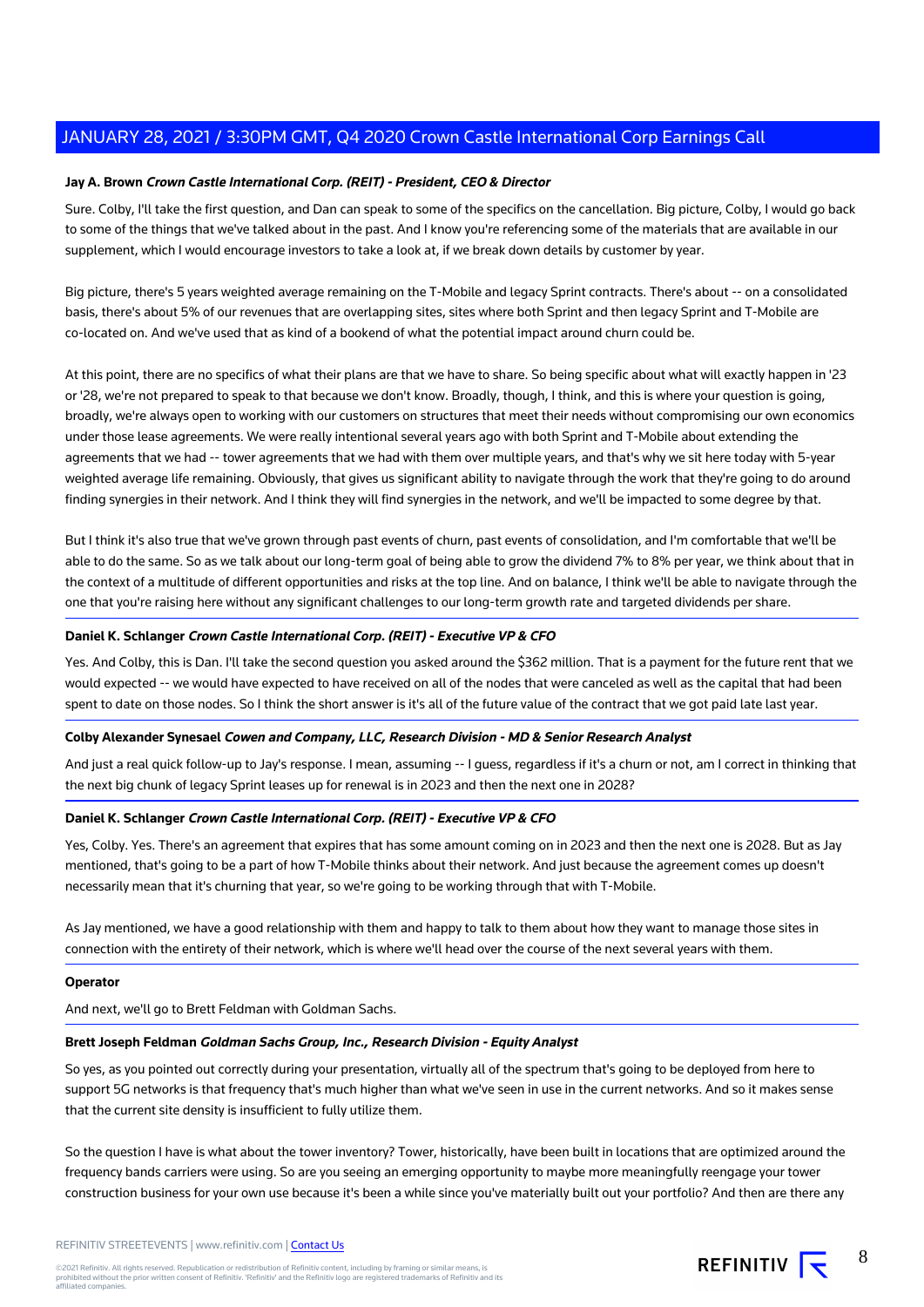**Jay A. Brown** ***Crown Castle International Corp. (REIT) - President, CEO & Director***

Sure. Colby, I'll take the first question, and Dan can speak to some of the specifics on the cancellation. Big picture, Colby, I would go back to some of the things that we've talked about in the past. And I know you're referencing some of the materials that are available in our supplement, which I would encourage investors to take a look at, if we break down details by customer by year.

Big picture, there's 5 years weighted average remaining on the T-Mobile and legacy Sprint contracts. There's about -- on a consolidated basis, there's about 5% of our revenues that are overlapping sites, sites where both Sprint and then legacy Sprint and T-Mobile are co-located on. And we've used that as kind of a bookend of what the potential impact around churn could be.

At this point, there are no specifics of what their plans are that we have to share. So being specific about what will exactly happen in '23 or '28, we're not prepared to speak to that because we don't know. Broadly, though, I think, and this is where your question is going, broadly, we're always open to working with our customers on structures that meet their needs without compromising our own economics under those lease agreements. We were really intentional several years ago with both Sprint and T-Mobile about extending the agreements that we had -- tower agreements that we had with them over multiple years, and that's why we sit here today with 5-year weighted average life remaining. Obviously, that gives us significant ability to navigate through the work that they're going to do around finding synergies in their network. And I think they will find synergies in the network, and we'll be impacted to some degree by that.

But I think it's also true that we've grown through past events of churn, past events of consolidation, and I'm comfortable that we'll be able to do the same. So as we talk about our long-term goal of being able to grow the dividend 7% to 8% per year, we think about that in the context of a multitude of different opportunities and risks at the top line. And on balance, I think we'll be able to navigate through the one that you're raising here without any significant challenges to our long-term growth rate and targeted dividends per share.

**Daniel K. Schlanger** ***Crown Castle International Corp. (REIT) - Executive VP & CFO***

Yes. And Colby, this is Dan. I'll take the second question you asked around the $362 million. That is a payment for the future rent that we would expected -- we would have expected to have received on all of the nodes that were canceled as well as the capital that had been spent to date on those nodes. So I think the short answer is it's all of the future value of the contract that we got paid late last year.

**Colby Alexander Synesael** ***Cowen and Company, LLC, Research Division - MD & Senior Research Analyst***

And just a real quick follow-up to Jay's response. I mean, assuming -- I guess, regardless if it's a churn or not, am I correct in thinking that the next big chunk of legacy Sprint leases up for renewal is in 2023 and then the next one in 2028?

**Daniel K. Schlanger** ***Crown Castle International Corp. (REIT) - Executive VP & CFO***

Yes, Colby. Yes. There's an agreement that expires that has some amount coming on in 2023 and then the next one is 2028. But as Jay mentioned, that's going to be a part of how T-Mobile thinks about their network. And just because the agreement comes up doesn't necessarily mean that it's churning that year, so we're going to be working through that with T-Mobile.

As Jay mentioned, we have a good relationship with them and happy to talk to them about how they want to manage those sites in connection with the entirety of their network, which is where we'll head over the course of the next several years with them.

**Operator**

And next, we'll go to Brett Feldman with Goldman Sachs.

**Brett Joseph Feldman** ***Goldman Sachs Group, Inc., Research Division - Equity Analyst***

So yes, as you pointed out correctly during your presentation, virtually all of the spectrum that's going to be deployed from here to support 5G networks is that frequency that's much higher than what we've seen in use in the current networks. And so it makes sense that the current site density is insufficient to fully utilize them.

So the question I have is what about the tower inventory? Tower, historically, have been built in locations that are optimized around the frequency bands carriers were using. So are you seeing an emerging opportunity to maybe more meaningfully reengage your tower construction business for your own use because it's been a while since you've materially built out your portfolio? And then are there any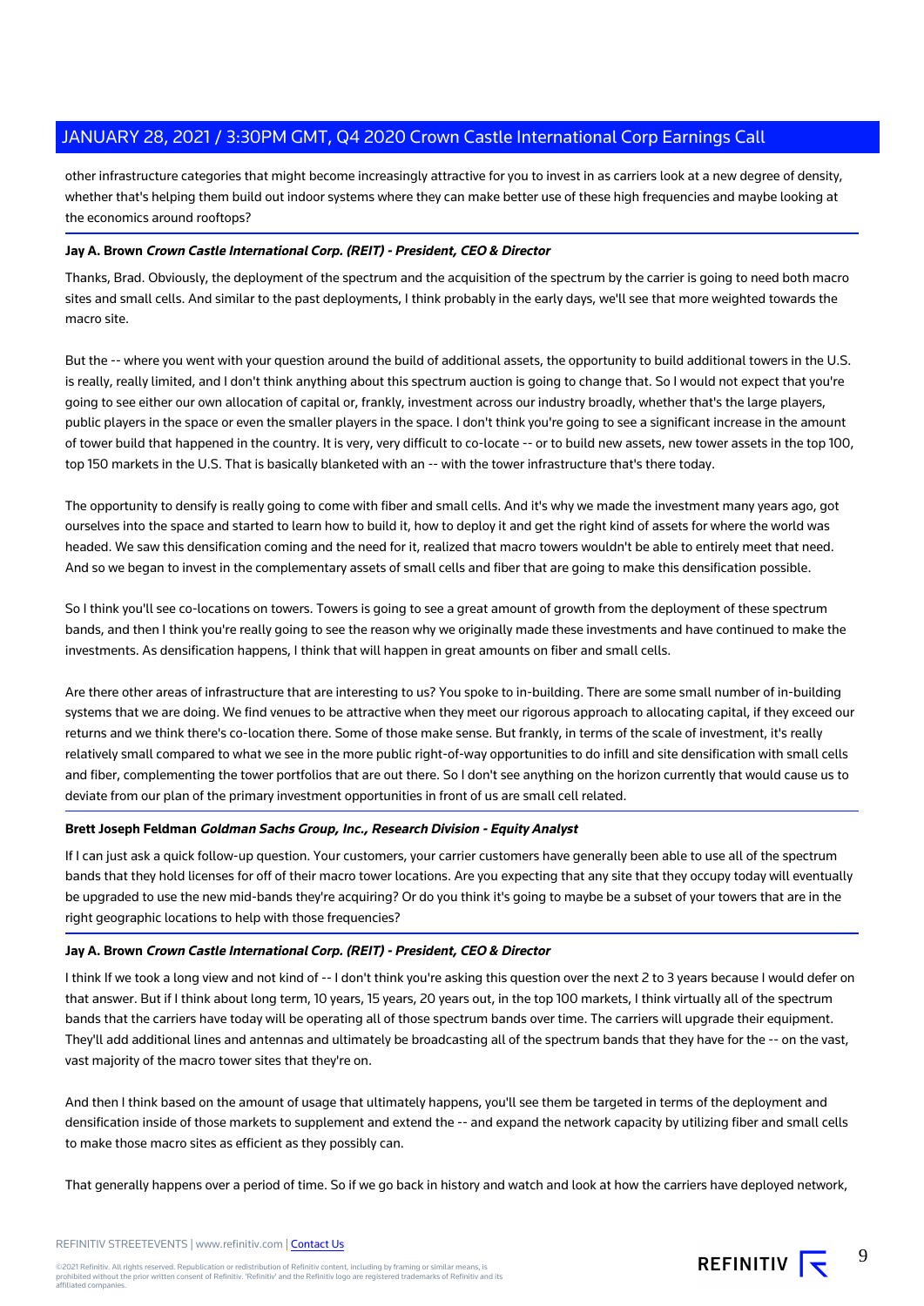other infrastructure categories that might become increasingly attractive for you to invest in as carriers look at a new degree of density, whether that's helping them build out indoor systems where they can make better use of these high frequencies and maybe looking at the economics around rooftops?

**Jay A. Brown** ***Crown Castle International Corp. (REIT) - President, CEO & Director***

Thanks, Brad. Obviously, the deployment of the spectrum and the acquisition of the spectrum by the carrier is going to need both macro sites and small cells. And similar to the past deployments, I think probably in the early days, we'll see that more weighted towards the macro site.

But the -- where you went with your question around the build of additional assets, the opportunity to build additional towers in the U.S. is really, really limited, and I don't think anything about this spectrum auction is going to change that. So I would not expect that you're going to see either our own allocation of capital or, frankly, investment across our industry broadly, whether that's the large players, public players in the space or even the smaller players in the space. I don't think you're going to see a significant increase in the amount of tower build that happened in the country. It is very, very difficult to co-locate -- or to build new assets, new tower assets in the top 100, top 150 markets in the U.S. That is basically blanketed with an -- with the tower infrastructure that's there today.

The opportunity to densify is really going to come with fiber and small cells. And it's why we made the investment many years ago, got ourselves into the space and started to learn how to build it, how to deploy it and get the right kind of assets for where the world was headed. We saw this densification coming and the need for it, realized that macro towers wouldn't be able to entirely meet that need. And so we began to invest in the complementary assets of small cells and fiber that are going to make this densification possible.

So I think you'll see co-locations on towers. Towers is going to see a great amount of growth from the deployment of these spectrum bands, and then I think you're really going to see the reason why we originally made these investments and have continued to make the investments. As densification happens, I think that will happen in great amounts on fiber and small cells.

Are there other areas of infrastructure that are interesting to us? You spoke to in-building. There are some small number of in-building systems that we are doing. We find venues to be attractive when they meet our rigorous approach to allocating capital, if they exceed our returns and we think there's co-location there. Some of those make sense. But frankly, in terms of the scale of investment, it's really relatively small compared to what we see in the more public right-of-way opportunities to do infill and site densification with small cells and fiber, complementing the tower portfolios that are out there. So I don't see anything on the horizon currently that would cause us to deviate from our plan of the primary investment opportunities in front of us are small cell related.

**Brett Joseph Feldman** ***Goldman Sachs Group, Inc., Research Division - Equity Analyst***

If I can just ask a quick follow-up question. Your customers, your carrier customers have generally been able to use all of the spectrum bands that they hold licenses for off of their macro tower locations. Are you expecting that any site that they occupy today will eventually be upgraded to use the new mid-bands they're acquiring? Or do you think it's going to maybe be a subset of your towers that are in the right geographic locations to help with those frequencies?

**Jay A. Brown** ***Crown Castle International Corp. (REIT) - President, CEO & Director***

I think If we took a long view and not kind of -- I don't think you're asking this question over the next 2 to 3 years because I would defer on that answer. But if I think about long term, 10 years, 15 years, 20 years out, in the top 100 markets, I think virtually all of the spectrum bands that the carriers have today will be operating all of those spectrum bands over time. The carriers will upgrade their equipment. They'll add additional lines and antennas and ultimately be broadcasting all of the spectrum bands that they have for the -- on the vast, vast majority of the macro tower sites that they're on.

And then I think based on the amount of usage that ultimately happens, you'll see them be targeted in terms of the deployment and densification inside of those markets to supplement and extend the -- and expand the network capacity by utilizing fiber and small cells to make those macro sites as efficient as they possibly can.

That generally happens over a period of time. So if we go back in history and watch and look at how the carriers have deployed network,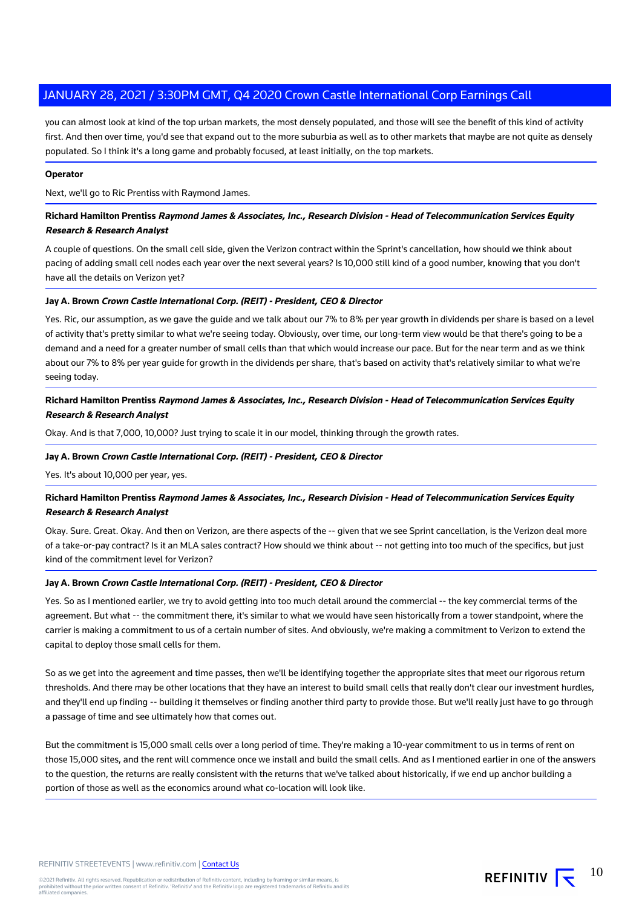you can almost look at kind of the top urban markets, the most densely populated, and those will see the benefit of this kind of activity first. And then over time, you'd see that expand out to the more suburbia as well as to other markets that maybe are not quite as densely populated. So I think it's a long game and probably focused, at least initially, on the top markets.

**Operator**

Next, we'll go to Ric Prentiss with Raymond James.

**Richard Hamilton Prentiss** ***Raymond James & Associates, Inc., Research Division - Head of Telecommunication Services Equity Research & Research Analyst***

A couple of questions. On the small cell side, given the Verizon contract within the Sprint's cancellation, how should we think about pacing of adding small cell nodes each year over the next several years? Is 10,000 still kind of a good number, knowing that you don't have all the details on Verizon yet?

**Jay A. Brown** ***Crown Castle International Corp. (REIT) - President, CEO & Director***

Yes. Ric, our assumption, as we gave the guide and we talk about our 7% to 8% per year growth in dividends per share is based on a level of activity that's pretty similar to what we're seeing today. Obviously, over time, our long-term view would be that there's going to be a demand and a need for a greater number of small cells than that which would increase our pace. But for the near term and as we think about our 7% to 8% per year guide for growth in the dividends per share, that's based on activity that's relatively similar to what we're seeing today.

**Richard Hamilton Prentiss** ***Raymond James & Associates, Inc., Research Division - Head of Telecommunication Services Equity Research & Research Analyst***

Okay. And is that 7,000, 10,000? Just trying to scale it in our model, thinking through the growth rates.

**Jay A. Brown** ***Crown Castle International Corp. (REIT) - President, CEO & Director***

Yes. It's about 10,000 per year, yes.

**Richard Hamilton Prentiss** ***Raymond James & Associates, Inc., Research Division - Head of Telecommunication Services Equity Research & Research Analyst***

Okay. Sure. Great. Okay. And then on Verizon, are there aspects of the -- given that we see Sprint cancellation, is the Verizon deal more of a take-or-pay contract? Is it an MLA sales contract? How should we think about -- not getting into too much of the specifics, but just kind of the commitment level for Verizon?

**Jay A. Brown** ***Crown Castle International Corp. (REIT) - President, CEO & Director***

Yes. So as I mentioned earlier, we try to avoid getting into too much detail around the commercial -- the key commercial terms of the agreement. But what -- the commitment there, it's similar to what we would have seen historically from a tower standpoint, where the carrier is making a commitment to us of a certain number of sites. And obviously, we're making a commitment to Verizon to extend the capital to deploy those small cells for them.

So as we get into the agreement and time passes, then we'll be identifying together the appropriate sites that meet our rigorous return thresholds. And there may be other locations that they have an interest to build small cells that really don't clear our investment hurdles, and they'll end up finding -- building it themselves or finding another third party to provide those. But we'll really just have to go through a passage of time and see ultimately how that comes out.

But the commitment is 15,000 small cells over a long period of time. They're making a 10-year commitment to us in terms of rent on those 15,000 sites, and the rent will commence once we install and build the small cells. And as I mentioned earlier in one of the answers to the question, the returns are really consistent with the returns that we've talked about historically, if we end up anchor building a portion of those as well as the economics around what co-location will look like.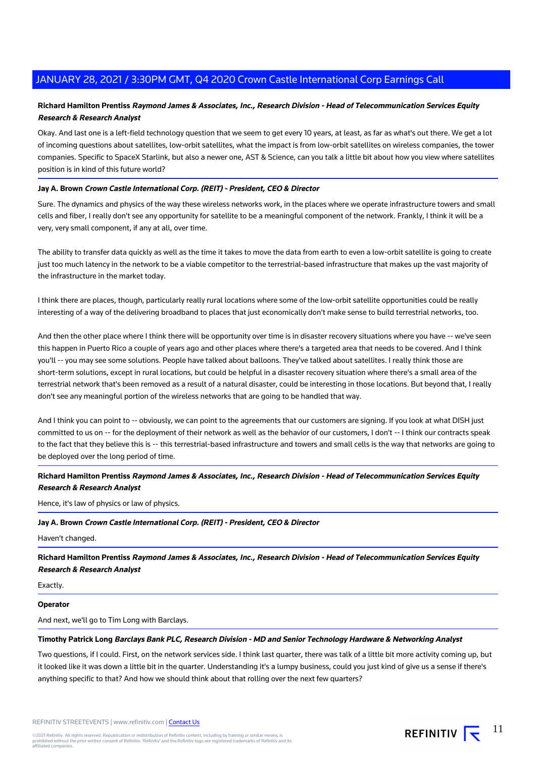**Richard Hamilton Prentiss** ***Raymond James & Associates, Inc., Research Division - Head of Telecommunication Services Equity Research & Research Analyst***

Okay. And last one is a left-field technology question that we seem to get every 10 years, at least, as far as what's out there. We get a lot of incoming questions about satellites, low-orbit satellites, what the impact is from low-orbit satellites on wireless companies, the tower companies. Specific to SpaceX Starlink, but also a newer one, AST & Science, can you talk a little bit about how you view where satellites position is in kind of this future world?

**Jay A. Brown** ***Crown Castle International Corp. (REIT) - President, CEO & Director***

Sure. The dynamics and physics of the way these wireless networks work, in the places where we operate infrastructure towers and small cells and fiber, I really don't see any opportunity for satellite to be a meaningful component of the network. Frankly, I think it will be a very, very small component, if any at all, over time.

The ability to transfer data quickly as well as the time it takes to move the data from earth to even a low-orbit satellite is going to create just too much latency in the network to be a viable competitor to the terrestrial-based infrastructure that makes up the vast majority of the infrastructure in the market today.

I think there are places, though, particularly really rural locations where some of the low-orbit satellite opportunities could be really interesting of a way of the delivering broadband to places that just economically don't make sense to build terrestrial networks, too.

And then the other place where I think there will be opportunity over time is in disaster recovery situations where you have -- we've seen this happen in Puerto Rico a couple of years ago and other places where there's a targeted area that needs to be covered. And I think you'll -- you may see some solutions. People have talked about balloons. They've talked about satellites. I really think those are short-term solutions, except in rural locations, but could be helpful in a disaster recovery situation where there's a small area of the terrestrial network that's been removed as a result of a natural disaster, could be interesting in those locations. But beyond that, I really don't see any meaningful portion of the wireless networks that are going to be handled that way.

And I think you can point to -- obviously, we can point to the agreements that our customers are signing. If you look at what DISH just committed to us on -- for the deployment of their network as well as the behavior of our customers, I don't -- I think our contracts speak to the fact that they believe this is -- this terrestrial-based infrastructure and towers and small cells is the way that networks are going to be deployed over the long period of time.

**Richard Hamilton Prentiss** ***Raymond James & Associates, Inc., Research Division - Head of Telecommunication Services Equity Research & Research Analyst***

Hence, it's law of physics or law of physics.

**Jay A. Brown** ***Crown Castle International Corp. (REIT) - President, CEO & Director***

Haven't changed.

**Richard Hamilton Prentiss** ***Raymond James & Associates, Inc., Research Division - Head of Telecommunication Services Equity Research & Research Analyst***

Exactly.

**Operator**

And next, we'll go to Tim Long with Barclays.

**Timothy Patrick Long** ***Barclays Bank PLC, Research Division - MD and Senior Technology Hardware & Networking Analyst***

Two questions, if I could. First, on the network services side. I think last quarter, there was talk of a little bit more activity coming up, but it looked like it was down a little bit in the quarter. Understanding it's a lumpy business, could you just kind of give us a sense if there's anything specific to that? And how we should think about that rolling over the next few quarters?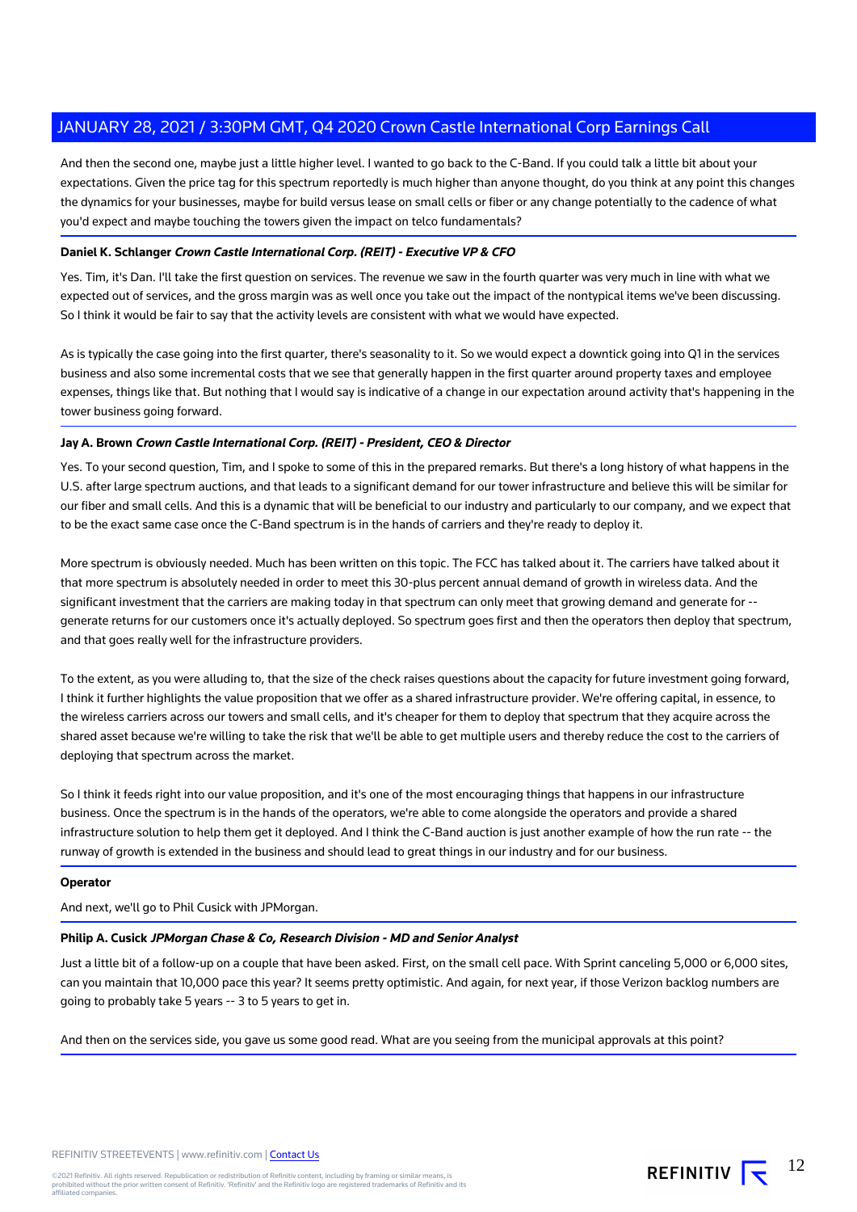And then the second one, maybe just a little higher level. I wanted to go back to the C-Band. If you could talk a little bit about your expectations. Given the price tag for this spectrum reportedly is much higher than anyone thought, do you think at any point this changes the dynamics for your businesses, maybe for build versus lease on small cells or fiber or any change potentially to the cadence of what you'd expect and maybe touching the towers given the impact on telco fundamentals?

**Daniel K. Schlanger** ***Crown Castle International Corp. (REIT) - Executive VP & CFO***

Yes. Tim, it's Dan. I'll take the first question on services. The revenue we saw in the fourth quarter was very much in line with what we expected out of services, and the gross margin was as well once you take out the impact of the nontypical items we've been discussing. So I think it would be fair to say that the activity levels are consistent with what we would have expected.

As is typically the case going into the first quarter, there's seasonality to it. So we would expect a downtick going into Q1 in the services business and also some incremental costs that we see that generally happen in the first quarter around property taxes and employee expenses, things like that. But nothing that I would say is indicative of a change in our expectation around activity that's happening in the tower business going forward.

**Jay A. Brown** ***Crown Castle International Corp. (REIT) - President, CEO & Director***

Yes. To your second question, Tim, and I spoke to some of this in the prepared remarks. But there's a long history of what happens in the U.S. after large spectrum auctions, and that leads to a significant demand for our tower infrastructure and believe this will be similar for our fiber and small cells. And this is a dynamic that will be beneficial to our industry and particularly to our company, and we expect that to be the exact same case once the C-Band spectrum is in the hands of carriers and they're ready to deploy it.

More spectrum is obviously needed. Much has been written on this topic. The FCC has talked about it. The carriers have talked about it that more spectrum is absolutely needed in order to meet this 30-plus percent annual demand of growth in wireless data. And the significant investment that the carriers are making today in that spectrum can only meet that growing demand and generate for -- generate returns for our customers once it's actually deployed. So spectrum goes first and then the operators then deploy that spectrum, and that goes really well for the infrastructure providers.

To the extent, as you were alluding to, that the size of the check raises questions about the capacity for future investment going forward, I think it further highlights the value proposition that we offer as a shared infrastructure provider. We're offering capital, in essence, to the wireless carriers across our towers and small cells, and it's cheaper for them to deploy that spectrum that they acquire across the shared asset because we're willing to take the risk that we'll be able to get multiple users and thereby reduce the cost to the carriers of deploying that spectrum across the market.

So I think it feeds right into our value proposition, and it's one of the most encouraging things that happens in our infrastructure business. Once the spectrum is in the hands of the operators, we're able to come alongside the operators and provide a shared infrastructure solution to help them get it deployed. And I think the C-Band auction is just another example of how the run rate -- the runway of growth is extended in the business and should lead to great things in our industry and for our business.

**Operator**

And next, we'll go to Phil Cusick with JPMorgan.

**Philip A. Cusick** ***JPMorgan Chase & Co, Research Division - MD and Senior Analyst***

Just a little bit of a follow-up on a couple that have been asked. First, on the small cell pace. With Sprint canceling 5,000 or 6,000 sites, can you maintain that 10,000 pace this year? It seems pretty optimistic. And again, for next year, if those Verizon backlog numbers are going to probably take 5 years -- 3 to 5 years to get in.

And then on the services side, you gave us some good read. What are you seeing from the municipal approvals at this point?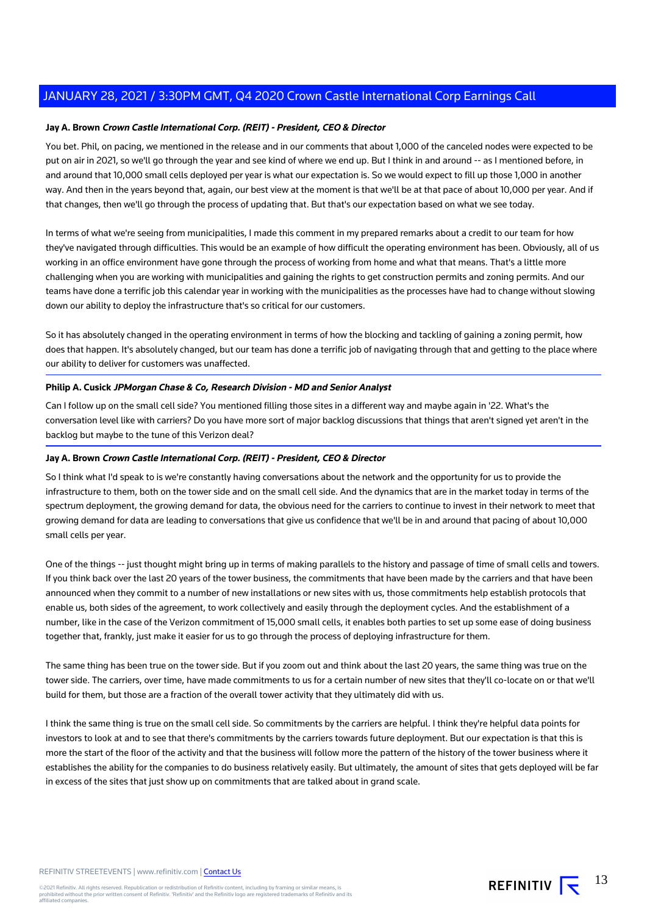**Jay A. Brown** ***Crown Castle International Corp. (REIT) - President, CEO & Director***

You bet. Phil, on pacing, we mentioned in the release and in our comments that about 1,000 of the canceled nodes were expected to be put on air in 2021, so we'll go through the year and see kind of where we end up. But I think in and around -- as I mentioned before, in and around that 10,000 small cells deployed per year is what our expectation is. So we would expect to fill up those 1,000 in another way. And then in the years beyond that, again, our best view at the moment is that we'll be at that pace of about 10,000 per year. And if that changes, then we'll go through the process of updating that. But that's our expectation based on what we see today.

In terms of what we're seeing from municipalities, I made this comment in my prepared remarks about a credit to our team for how they've navigated through difficulties. This would be an example of how difficult the operating environment has been. Obviously, all of us working in an office environment have gone through the process of working from home and what that means. That's a little more challenging when you are working with municipalities and gaining the rights to get construction permits and zoning permits. And our teams have done a terrific job this calendar year in working with the municipalities as the processes have had to change without slowing down our ability to deploy the infrastructure that's so critical for our customers.

So it has absolutely changed in the operating environment in terms of how the blocking and tackling of gaining a zoning permit, how does that happen. It's absolutely changed, but our team has done a terrific job of navigating through that and getting to the place where our ability to deliver for customers was unaffected.

**Philip A. Cusick** ***JPMorgan Chase & Co, Research Division - MD and Senior Analyst***

Can I follow up on the small cell side? You mentioned filling those sites in a different way and maybe again in '22. What's the conversation level like with carriers? Do you have more sort of major backlog discussions that things that aren't signed yet aren't in the backlog but maybe to the tune of this Verizon deal?

**Jay A. Brown** ***Crown Castle International Corp. (REIT) - President, CEO & Director***

So I think what I'd speak to is we're constantly having conversations about the network and the opportunity for us to provide the infrastructure to them, both on the tower side and on the small cell side. And the dynamics that are in the market today in terms of the spectrum deployment, the growing demand for data, the obvious need for the carriers to continue to invest in their network to meet that growing demand for data are leading to conversations that give us confidence that we'll be in and around that pacing of about 10,000 small cells per year.

One of the things -- just thought might bring up in terms of making parallels to the history and passage of time of small cells and towers. If you think back over the last 20 years of the tower business, the commitments that have been made by the carriers and that have been announced when they commit to a number of new installations or new sites with us, those commitments help establish protocols that enable us, both sides of the agreement, to work collectively and easily through the deployment cycles. And the establishment of a number, like in the case of the Verizon commitment of 15,000 small cells, it enables both parties to set up some ease of doing business together that, frankly, just make it easier for us to go through the process of deploying infrastructure for them.

The same thing has been true on the tower side. But if you zoom out and think about the last 20 years, the same thing was true on the tower side. The carriers, over time, have made commitments to us for a certain number of new sites that they'll co-locate on or that we'll build for them, but those are a fraction of the overall tower activity that they ultimately did with us.

I think the same thing is true on the small cell side. So commitments by the carriers are helpful. I think they're helpful data points for investors to look at and to see that there's commitments by the carriers towards future deployment. But our expectation is that this is more the start of the floor of the activity and that the business will follow more the pattern of the history of the tower business where it establishes the ability for the companies to do business relatively easily. But ultimately, the amount of sites that gets deployed will be far in excess of the sites that just show up on commitments that are talked about in grand scale.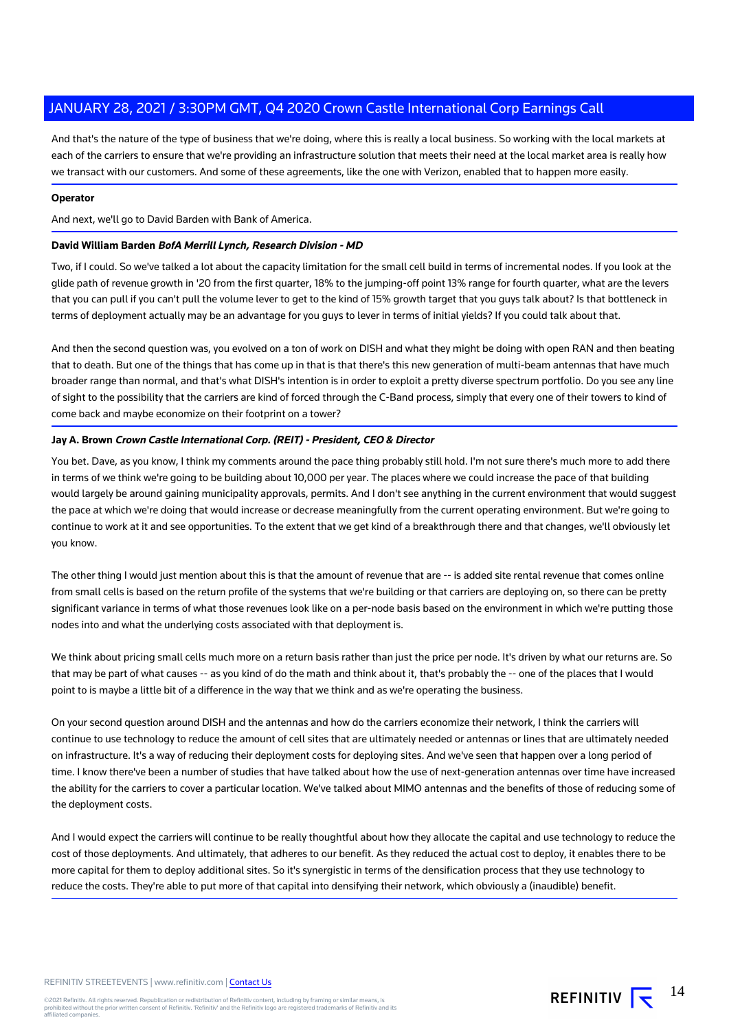And that's the nature of the type of business that we're doing, where this is really a local business. So working with the local markets at each of the carriers to ensure that we're providing an infrastructure solution that meets their need at the local market area is really how we transact with our customers. And some of these agreements, like the one with Verizon, enabled that to happen more easily.

**Operator**

And next, we'll go to David Barden with Bank of America.

**David William Barden** ***BofA Merrill Lynch, Research Division - MD***

Two, if I could. So we've talked a lot about the capacity limitation for the small cell build in terms of incremental nodes. If you look at the glide path of revenue growth in '20 from the first quarter, 18% to the jumping-off point 13% range for fourth quarter, what are the levers that you can pull if you can't pull the volume lever to get to the kind of 15% growth target that you guys talk about? Is that bottleneck in terms of deployment actually may be an advantage for you guys to lever in terms of initial yields? If you could talk about that.

And then the second question was, you evolved on a ton of work on DISH and what they might be doing with open RAN and then beating that to death. But one of the things that has come up in that is that there's this new generation of multi-beam antennas that have much broader range than normal, and that's what DISH's intention is in order to exploit a pretty diverse spectrum portfolio. Do you see any line of sight to the possibility that the carriers are kind of forced through the C-Band process, simply that every one of their towers to kind of come back and maybe economize on their footprint on a tower?

**Jay A. Brown** ***Crown Castle International Corp. (REIT) - President, CEO & Director***

You bet. Dave, as you know, I think my comments around the pace thing probably still hold. I'm not sure there's much more to add there in terms of we think we're going to be building about 10,000 per year. The places where we could increase the pace of that building would largely be around gaining municipality approvals, permits. And I don't see anything in the current environment that would suggest the pace at which we're doing that would increase or decrease meaningfully from the current operating environment. But we're going to continue to work at it and see opportunities. To the extent that we get kind of a breakthrough there and that changes, we'll obviously let you know.

The other thing I would just mention about this is that the amount of revenue that are -- is added site rental revenue that comes online from small cells is based on the return profile of the systems that we're building or that carriers are deploying on, so there can be pretty significant variance in terms of what those revenues look like on a per-node basis based on the environment in which we're putting those nodes into and what the underlying costs associated with that deployment is.

We think about pricing small cells much more on a return basis rather than just the price per node. It's driven by what our returns are. So that may be part of what causes -- as you kind of do the math and think about it, that's probably the -- one of the places that I would point to is maybe a little bit of a difference in the way that we think and as we're operating the business.

On your second question around DISH and the antennas and how do the carriers economize their network, I think the carriers will continue to use technology to reduce the amount of cell sites that are ultimately needed or antennas or lines that are ultimately needed on infrastructure. It's a way of reducing their deployment costs for deploying sites. And we've seen that happen over a long period of time. I know there've been a number of studies that have talked about how the use of next-generation antennas over time have increased the ability for the carriers to cover a particular location. We've talked about MIMO antennas and the benefits of those of reducing some of the deployment costs.

And I would expect the carriers will continue to be really thoughtful about how they allocate the capital and use technology to reduce the cost of those deployments. And ultimately, that adheres to our benefit. As they reduced the actual cost to deploy, it enables there to be more capital for them to deploy additional sites. So it's synergistic in terms of the densification process that they use technology to reduce the costs. They're able to put more of that capital into densifying their network, which obviously a (inaudible) benefit.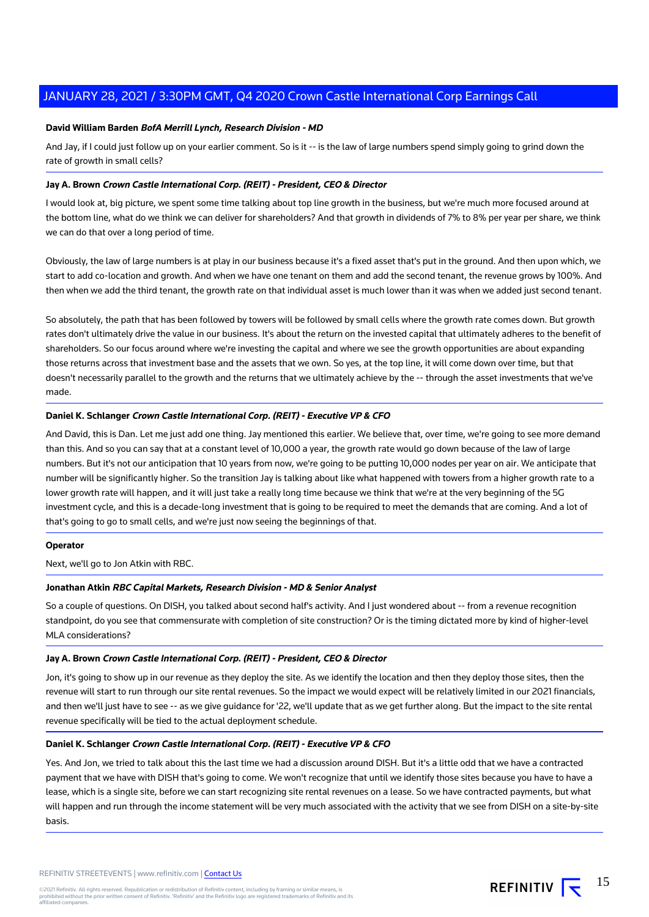**David William Barden** ***BofA Merrill Lynch, Research Division - MD***

And Jay, if I could just follow up on your earlier comment. So is it -- is the law of large numbers spend simply going to grind down the rate of growth in small cells?

**Jay A. Brown** ***Crown Castle International Corp. (REIT) - President, CEO & Director***

I would look at, big picture, we spent some time talking about top line growth in the business, but we're much more focused around at the bottom line, what do we think we can deliver for shareholders? And that growth in dividends of 7% to 8% per year per share, we think we can do that over a long period of time.

Obviously, the law of large numbers is at play in our business because it's a fixed asset that's put in the ground. And then upon which, we start to add co-location and growth. And when we have one tenant on them and add the second tenant, the revenue grows by 100%. And then when we add the third tenant, the growth rate on that individual asset is much lower than it was when we added just second tenant.

So absolutely, the path that has been followed by towers will be followed by small cells where the growth rate comes down. But growth rates don't ultimately drive the value in our business. It's about the return on the invested capital that ultimately adheres to the benefit of shareholders. So our focus around where we're investing the capital and where we see the growth opportunities are about expanding those returns across that investment base and the assets that we own. So yes, at the top line, it will come down over time, but that doesn't necessarily parallel to the growth and the returns that we ultimately achieve by the -- through the asset investments that we've made.

**Daniel K. Schlanger** ***Crown Castle International Corp. (REIT) - Executive VP & CFO***

And David, this is Dan. Let me just add one thing. Jay mentioned this earlier. We believe that, over time, we're going to see more demand than this. And so you can say that at a constant level of 10,000 a year, the growth rate would go down because of the law of large numbers. But it's not our anticipation that 10 years from now, we're going to be putting 10,000 nodes per year on air. We anticipate that number will be significantly higher. So the transition Jay is talking about like what happened with towers from a higher growth rate to a lower growth rate will happen, and it will just take a really long time because we think that we're at the very beginning of the 5G investment cycle, and this is a decade-long investment that is going to be required to meet the demands that are coming. And a lot of that's going to go to small cells, and we're just now seeing the beginnings of that.

**Operator**

Next, we'll go to Jon Atkin with RBC.

**Jonathan Atkin** ***RBC Capital Markets, Research Division - MD & Senior Analyst***

So a couple of questions. On DISH, you talked about second half's activity. And I just wondered about -- from a revenue recognition standpoint, do you see that commensurate with completion of site construction? Or is the timing dictated more by kind of higher-level MLA considerations?

**Jay A. Brown** ***Crown Castle International Corp. (REIT) - President, CEO & Director***

Jon, it's going to show up in our revenue as they deploy the site. As we identify the location and then they deploy those sites, then the revenue will start to run through our site rental revenues. So the impact we would expect will be relatively limited in our 2021 financials, and then we'll just have to see -- as we give guidance for '22, we'll update that as we get further along. But the impact to the site rental revenue specifically will be tied to the actual deployment schedule.

**Daniel K. Schlanger** ***Crown Castle International Corp. (REIT) - Executive VP & CFO***

Yes. And Jon, we tried to talk about this the last time we had a discussion around DISH. But it's a little odd that we have a contracted payment that we have with DISH that's going to come. We won't recognize that until we identify those sites because you have to have a lease, which is a single site, before we can start recognizing site rental revenues on a lease. So we have contracted payments, but what will happen and run through the income statement will be very much associated with the activity that we see from DISH on a site-by-site basis.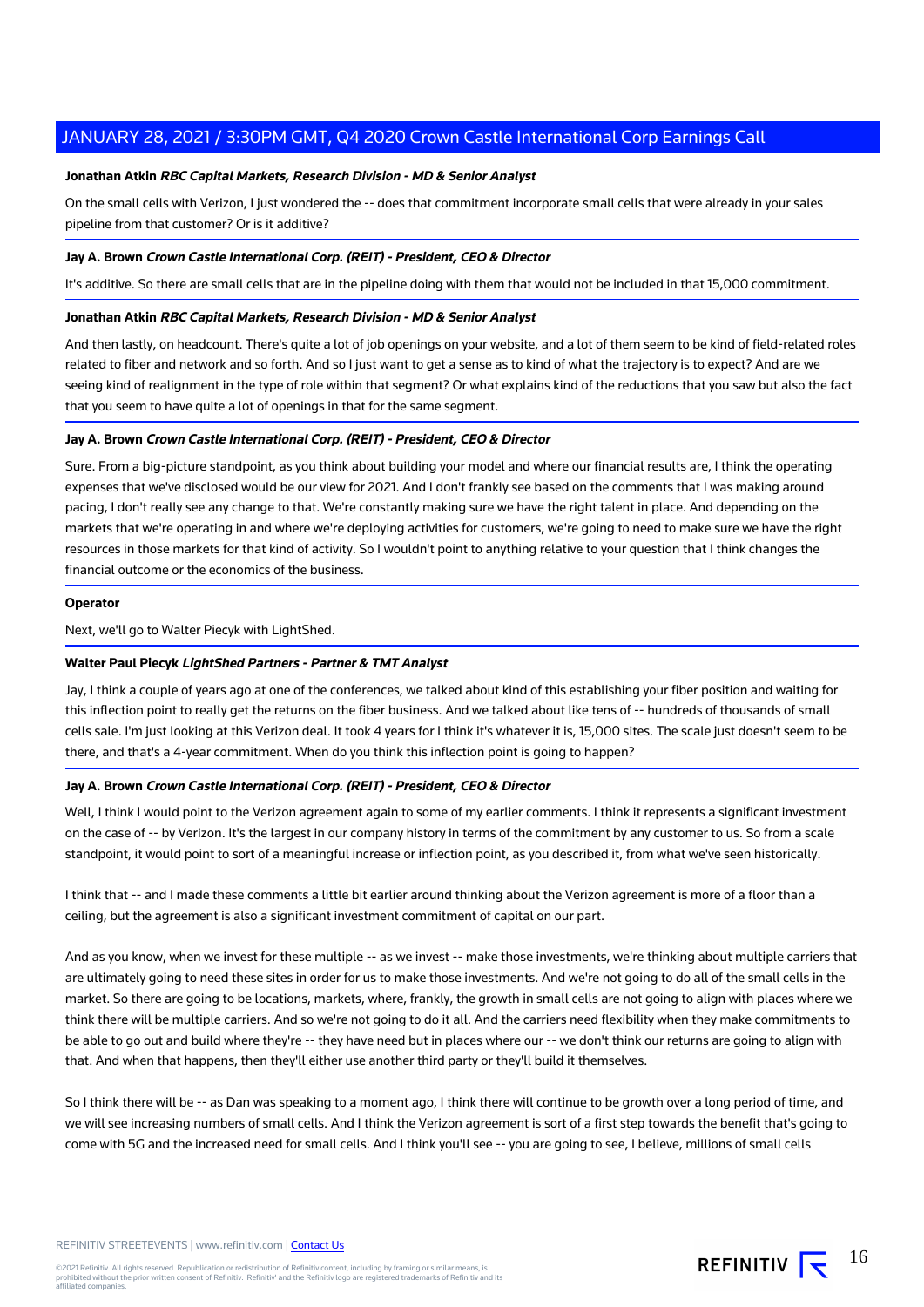**Jonathan Atkin** ***RBC Capital Markets, Research Division - MD & Senior Analyst***

On the small cells with Verizon, I just wondered the -- does that commitment incorporate small cells that were already in your sales pipeline from that customer? Or is it additive?

**Jay A. Brown** ***Crown Castle International Corp. (REIT) - President, CEO & Director***

It's additive. So there are small cells that are in the pipeline doing with them that would not be included in that 15,000 commitment.

**Jonathan Atkin** ***RBC Capital Markets, Research Division - MD & Senior Analyst***

And then lastly, on headcount. There's quite a lot of job openings on your website, and a lot of them seem to be kind of field-related roles related to fiber and network and so forth. And so I just want to get a sense as to kind of what the trajectory is to expect? And are we seeing kind of realignment in the type of role within that segment? Or what explains kind of the reductions that you saw but also the fact that you seem to have quite a lot of openings in that for the same segment.

**Jay A. Brown** ***Crown Castle International Corp. (REIT) - President, CEO & Director***

Sure. From a big-picture standpoint, as you think about building your model and where our financial results are, I think the operating expenses that we've disclosed would be our view for 2021. And I don't frankly see based on the comments that I was making around pacing, I don't really see any change to that. We're constantly making sure we have the right talent in place. And depending on the markets that we're operating in and where we're deploying activities for customers, we're going to need to make sure we have the right resources in those markets for that kind of activity. So I wouldn't point to anything relative to your question that I think changes the financial outcome or the economics of the business.

**Operator**

Next, we'll go to Walter Piecyk with LightShed.

**Walter Paul Piecyk** ***LightShed Partners - Partner & TMT Analyst***

Jay, I think a couple of years ago at one of the conferences, we talked about kind of this establishing your fiber position and waiting for this inflection point to really get the returns on the fiber business. And we talked about like tens of -- hundreds of thousands of small cells sale. I'm just looking at this Verizon deal. It took 4 years for I think it's whatever it is, 15,000 sites. The scale just doesn't seem to be there, and that's a 4-year commitment. When do you think this inflection point is going to happen?

**Jay A. Brown** ***Crown Castle International Corp. (REIT) - President, CEO & Director***

Well, I think I would point to the Verizon agreement again to some of my earlier comments. I think it represents a significant investment on the case of -- by Verizon. It's the largest in our company history in terms of the commitment by any customer to us. So from a scale standpoint, it would point to sort of a meaningful increase or inflection point, as you described it, from what we've seen historically.

I think that -- and I made these comments a little bit earlier around thinking about the Verizon agreement is more of a floor than a ceiling, but the agreement is also a significant investment commitment of capital on our part.

And as you know, when we invest for these multiple -- as we invest -- make those investments, we're thinking about multiple carriers that are ultimately going to need these sites in order for us to make those investments. And we're not going to do all of the small cells in the market. So there are going to be locations, markets, where, frankly, the growth in small cells are not going to align with places where we think there will be multiple carriers. And so we're not going to do it all. And the carriers need flexibility when they make commitments to be able to go out and build where they're -- they have need but in places where our -- we don't think our returns are going to align with that. And when that happens, then they'll either use another third party or they'll build it themselves.

So I think there will be -- as Dan was speaking to a moment ago, I think there will continue to be growth over a long period of time, and we will see increasing numbers of small cells. And I think the Verizon agreement is sort of a first step towards the benefit that's going to come with 5G and the increased need for small cells. And I think you'll see -- you are going to see, I believe, millions of small cells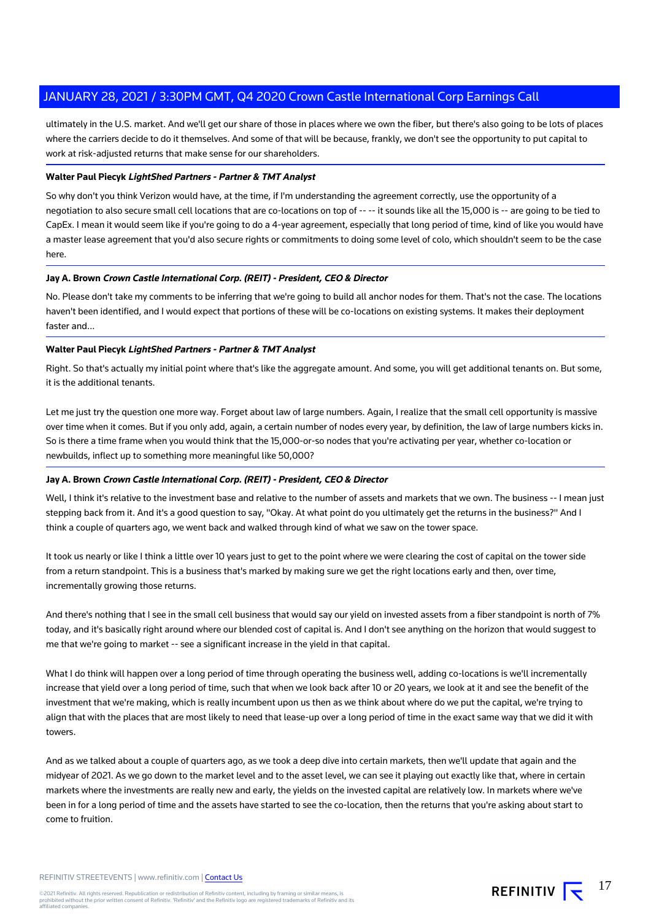ultimately in the U.S. market. And we'll get our share of those in places where we own the fiber, but there's also going to be lots of places where the carriers decide to do it themselves. And some of that will be because, frankly, we don't see the opportunity to put capital to work at risk-adjusted returns that make sense for our shareholders.

**Walter Paul Piecyk** ***LightShed Partners - Partner & TMT Analyst***

So why don't you think Verizon would have, at the time, if I'm understanding the agreement correctly, use the opportunity of a negotiation to also secure small cell locations that are co-locations on top of -- -- it sounds like all the 15,000 is -- are going to be tied to CapEx. I mean it would seem like if you're going to do a 4-year agreement, especially that long period of time, kind of like you would have a master lease agreement that you'd also secure rights or commitments to doing some level of colo, which shouldn't seem to be the case here.

**Jay A. Brown** ***Crown Castle International Corp. (REIT) - President, CEO & Director***

No. Please don't take my comments to be inferring that we're going to build all anchor nodes for them. That's not the case. The locations haven't been identified, and I would expect that portions of these will be co-locations on existing systems. It makes their deployment faster and...

**Walter Paul Piecyk** ***LightShed Partners - Partner & TMT Analyst***

Right. So that's actually my initial point where that's like the aggregate amount. And some, you will get additional tenants on. But some, it is the additional tenants.

Let me just try the question one more way. Forget about law of large numbers. Again, I realize that the small cell opportunity is massive over time when it comes. But if you only add, again, a certain number of nodes every year, by definition, the law of large numbers kicks in. So is there a time frame when you would think that the 15,000-or-so nodes that you're activating per year, whether co-location or newbuilds, inflect up to something more meaningful like 50,000?

**Jay A. Brown** ***Crown Castle International Corp. (REIT) - President, CEO & Director***

Well, I think it's relative to the investment base and relative to the number of assets and markets that we own. The business -- I mean just stepping back from it. And it's a good question to say, "Okay. At what point do you ultimately get the returns in the business?" And I think a couple of quarters ago, we went back and walked through kind of what we saw on the tower space.

It took us nearly or like I think a little over 10 years just to get to the point where we were clearing the cost of capital on the tower side from a return standpoint. This is a business that's marked by making sure we get the right locations early and then, over time, incrementally growing those returns.

And there's nothing that I see in the small cell business that would say our yield on invested assets from a fiber standpoint is north of 7% today, and it's basically right around where our blended cost of capital is. And I don't see anything on the horizon that would suggest to me that we're going to market -- see a significant increase in the yield in that capital.

What I do think will happen over a long period of time through operating the business well, adding co-locations is we'll incrementally increase that yield over a long period of time, such that when we look back after 10 or 20 years, we look at it and see the benefit of the investment that we're making, which is really incumbent upon us then as we think about where do we put the capital, we're trying to align that with the places that are most likely to need that lease-up over a long period of time in the exact same way that we did it with towers.

And as we talked about a couple of quarters ago, as we took a deep dive into certain markets, then we'll update that again and the midyear of 2021. As we go down to the market level and to the asset level, we can see it playing out exactly like that, where in certain markets where the investments are really new and early, the yields on the invested capital are relatively low. In markets where we've been in for a long period of time and the assets have started to see the co-location, then the returns that you're asking about start to come to fruition.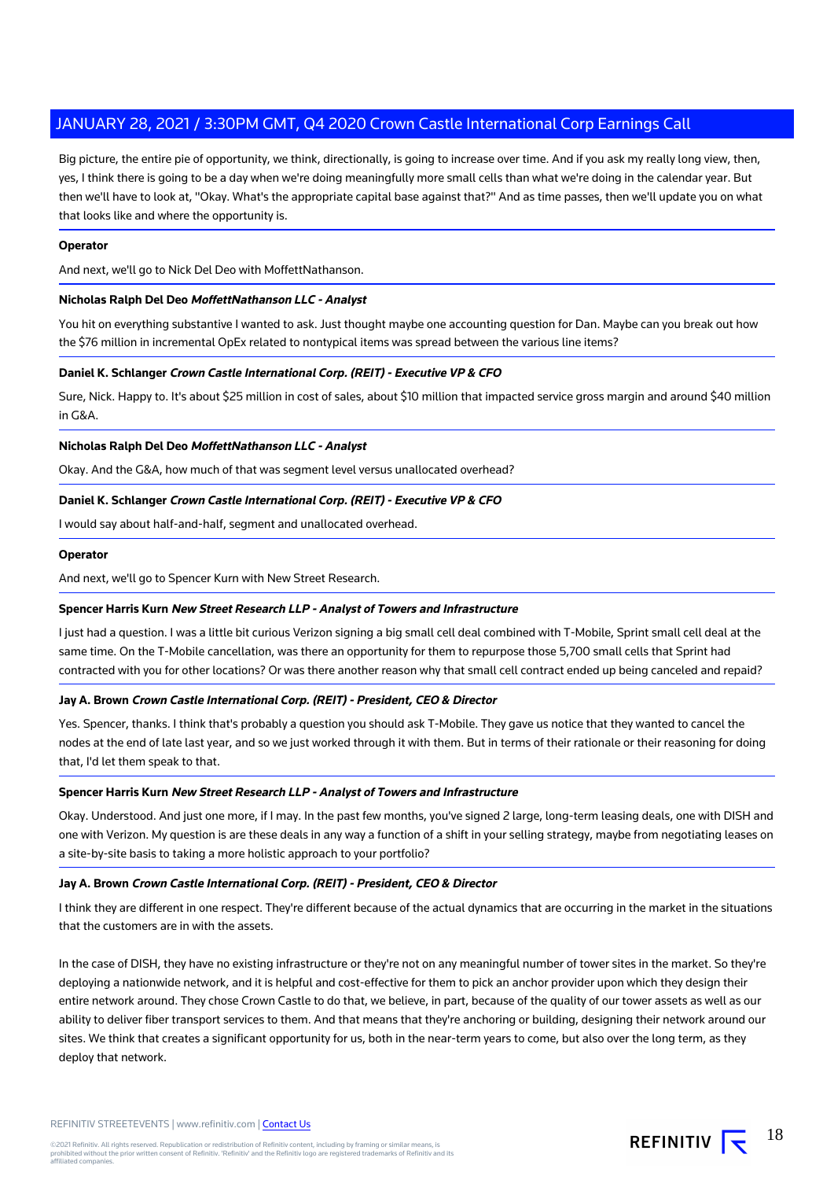Big picture, the entire pie of opportunity, we think, directionally, is going to increase over time. And if you ask my really long view, then, yes, I think there is going to be a day when we're doing meaningfully more small cells than what we're doing in the calendar year. But then we'll have to look at, "Okay. What's the appropriate capital base against that?" And as time passes, then we'll update you on what that looks like and where the opportunity is.

**Operator**

And next, we'll go to Nick Del Deo with MoffettNathanson.

**Nicholas Ralph Del Deo** ***MoffettNathanson LLC - Analyst***

You hit on everything substantive I wanted to ask. Just thought maybe one accounting question for Dan. Maybe can you break out how the $76 million in incremental OpEx related to nontypical items was spread between the various line items?

**Daniel K. Schlanger** ***Crown Castle International Corp. (REIT) - Executive VP & CFO***

Sure, Nick. Happy to. It's about $25 million in cost of sales, about $10 million that impacted service gross margin and around $40 million in G&A.

**Nicholas Ralph Del Deo** ***MoffettNathanson LLC - Analyst***

Okay. And the G&A, how much of that was segment level versus unallocated overhead?

**Daniel K. Schlanger** ***Crown Castle International Corp. (REIT) - Executive VP & CFO***

I would say about half-and-half, segment and unallocated overhead.

**Operator**

And next, we'll go to Spencer Kurn with New Street Research.

**Spencer Harris Kurn** ***New Street Research LLP - Analyst of Towers and Infrastructure***

I just had a question. I was a little bit curious Verizon signing a big small cell deal combined with T-Mobile, Sprint small cell deal at the same time. On the T-Mobile cancellation, was there an opportunity for them to repurpose those 5,700 small cells that Sprint had contracted with you for other locations? Or was there another reason why that small cell contract ended up being canceled and repaid?

**Jay A. Brown** ***Crown Castle International Corp. (REIT) - President, CEO & Director***

Yes. Spencer, thanks. I think that's probably a question you should ask T-Mobile. They gave us notice that they wanted to cancel the nodes at the end of late last year, and so we just worked through it with them. But in terms of their rationale or their reasoning for doing that, I'd let them speak to that.

**Spencer Harris Kurn** ***New Street Research LLP - Analyst of Towers and Infrastructure***

Okay. Understood. And just one more, if I may. In the past few months, you've signed 2 large, long-term leasing deals, one with DISH and one with Verizon. My question is are these deals in any way a function of a shift in your selling strategy, maybe from negotiating leases on a site-by-site basis to taking a more holistic approach to your portfolio?

**Jay A. Brown** ***Crown Castle International Corp. (REIT) - President, CEO & Director***

I think they are different in one respect. They're different because of the actual dynamics that are occurring in the market in the situations that the customers are in with the assets.

In the case of DISH, they have no existing infrastructure or they're not on any meaningful number of tower sites in the market. So they're deploying a nationwide network, and it is helpful and cost-effective for them to pick an anchor provider upon which they design their entire network around. They chose Crown Castle to do that, we believe, in part, because of the quality of our tower assets as well as our ability to deliver fiber transport services to them. And that means that they're anchoring or building, designing their network around our sites. We think that creates a significant opportunity for us, both in the near-term years to come, but also over the long term, as they deploy that network.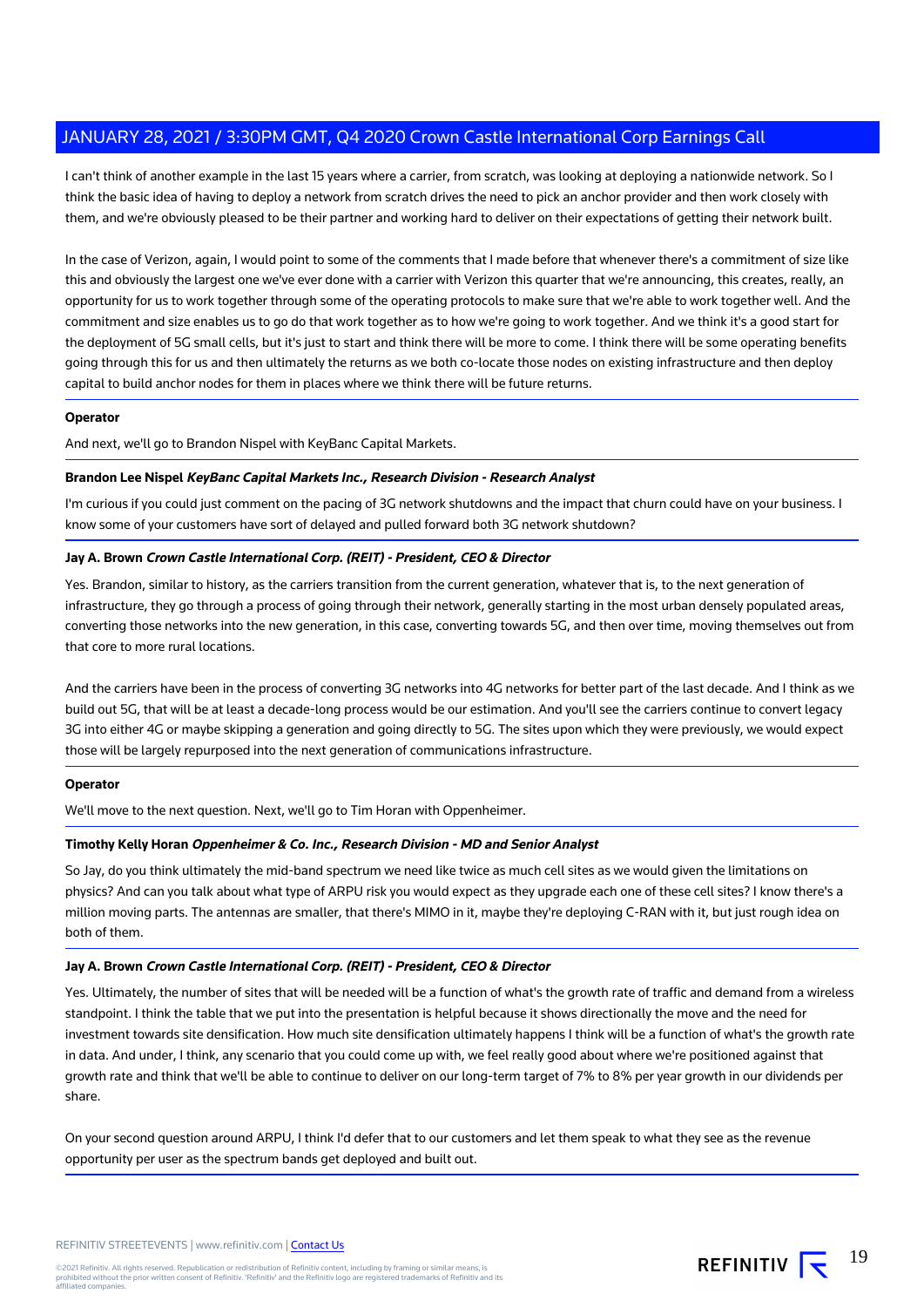I can't think of another example in the last 15 years where a carrier, from scratch, was looking at deploying a nationwide network. So I think the basic idea of having to deploy a network from scratch drives the need to pick an anchor provider and then work closely with them, and we're obviously pleased to be their partner and working hard to deliver on their expectations of getting their network built.

In the case of Verizon, again, I would point to some of the comments that I made before that whenever there's a commitment of size like this and obviously the largest one we've ever done with a carrier with Verizon this quarter that we're announcing, this creates, really, an opportunity for us to work together through some of the operating protocols to make sure that we're able to work together well. And the commitment and size enables us to go do that work together as to how we're going to work together. And we think it's a good start for the deployment of 5G small cells, but it's just to start and think there will be more to come. I think there will be some operating benefits going through this for us and then ultimately the returns as we both co-locate those nodes on existing infrastructure and then deploy capital to build anchor nodes for them in places where we think there will be future returns.

**Operator**

And next, we'll go to Brandon Nispel with KeyBanc Capital Markets.

**Brandon Lee Nispel** ***KeyBanc Capital Markets Inc., Research Division - Research Analyst***

I'm curious if you could just comment on the pacing of 3G network shutdowns and the impact that churn could have on your business. I know some of your customers have sort of delayed and pulled forward both 3G network shutdown?

**Jay A. Brown** ***Crown Castle International Corp. (REIT) - President, CEO & Director***

Yes. Brandon, similar to history, as the carriers transition from the current generation, whatever that is, to the next generation of infrastructure, they go through a process of going through their network, generally starting in the most urban densely populated areas, converting those networks into the new generation, in this case, converting towards 5G, and then over time, moving themselves out from that core to more rural locations.

And the carriers have been in the process of converting 3G networks into 4G networks for better part of the last decade. And I think as we build out 5G, that will be at least a decade-long process would be our estimation. And you'll see the carriers continue to convert legacy 3G into either 4G or maybe skipping a generation and going directly to 5G. The sites upon which they were previously, we would expect those will be largely repurposed into the next generation of communications infrastructure.

**Operator**

We'll move to the next question. Next, we'll go to Tim Horan with Oppenheimer.

**Timothy Kelly Horan** ***Oppenheimer & Co. Inc., Research Division - MD and Senior Analyst***

So Jay, do you think ultimately the mid-band spectrum we need like twice as much cell sites as we would given the limitations on physics? And can you talk about what type of ARPU risk you would expect as they upgrade each one of these cell sites? I know there's a million moving parts. The antennas are smaller, that there's MIMO in it, maybe they're deploying C-RAN with it, but just rough idea on both of them.

**Jay A. Brown** ***Crown Castle International Corp. (REIT) - President, CEO & Director***

Yes. Ultimately, the number of sites that will be needed will be a function of what's the growth rate of traffic and demand from a wireless standpoint. I think the table that we put into the presentation is helpful because it shows directionally the move and the need for investment towards site densification. How much site densification ultimately happens I think will be a function of what's the growth rate in data. And under, I think, any scenario that you could come up with, we feel really good about where we're positioned against that growth rate and think that we'll be able to continue to deliver on our long-term target of 7% to 8% per year growth in our dividends per share.

On your second question around ARPU, I think I'd defer that to our customers and let them speak to what they see as the revenue opportunity per user as the spectrum bands get deployed and built out.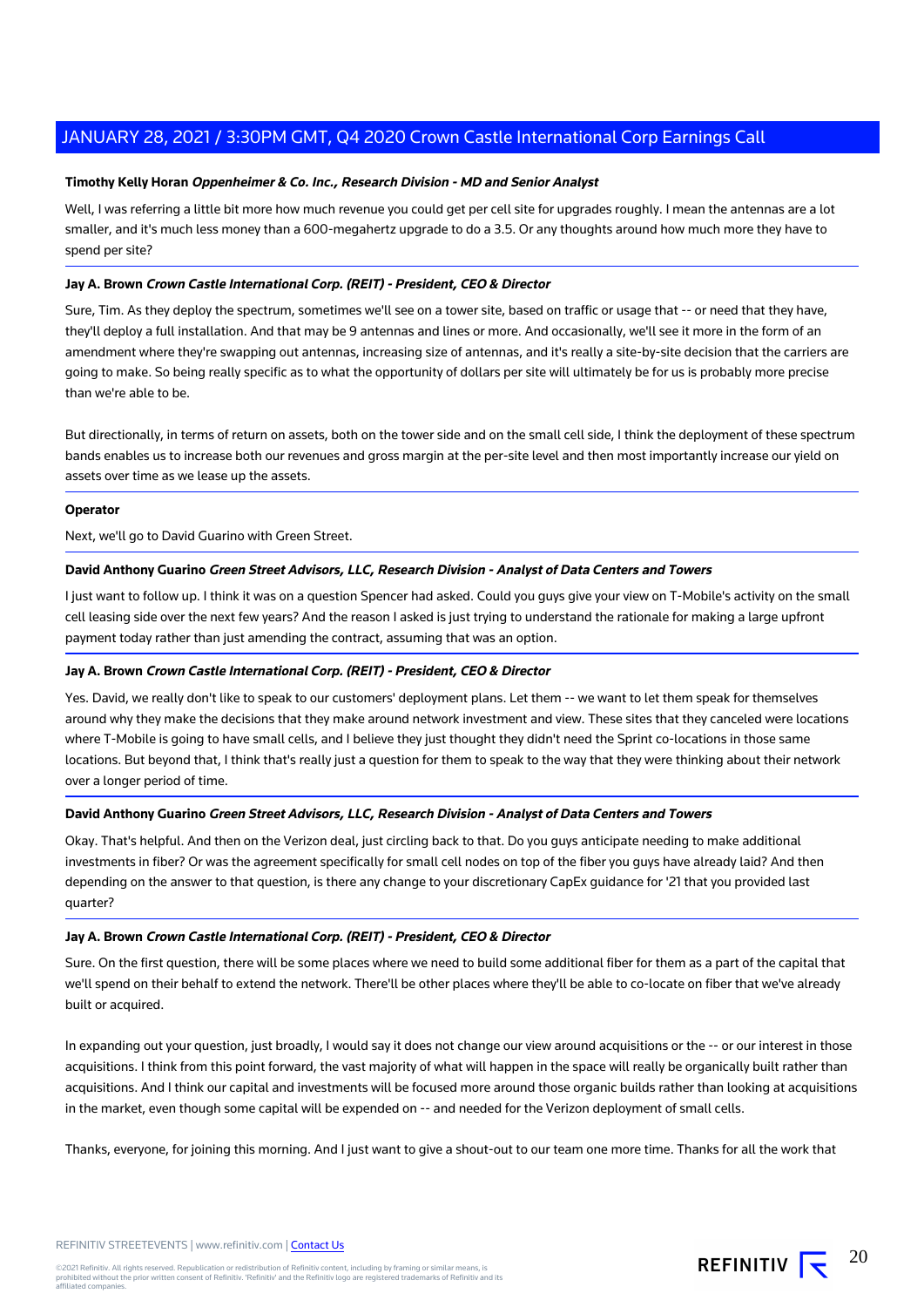**Timothy Kelly Horan** ***Oppenheimer & Co. Inc., Research Division - MD and Senior Analyst***

Well, I was referring a little bit more how much revenue you could get per cell site for upgrades roughly. I mean the antennas are a lot smaller, and it's much less money than a 600-megahertz upgrade to do a 3.5. Or any thoughts around how much more they have to spend per site?

**Jay A. Brown** ***Crown Castle International Corp. (REIT) - President, CEO & Director***

Sure, Tim. As they deploy the spectrum, sometimes we'll see on a tower site, based on traffic or usage that -- or need that they have, they'll deploy a full installation. And that may be 9 antennas and lines or more. And occasionally, we'll see it more in the form of an amendment where they're swapping out antennas, increasing size of antennas, and it's really a site-by-site decision that the carriers are going to make. So being really specific as to what the opportunity of dollars per site will ultimately be for us is probably more precise than we're able to be.

But directionally, in terms of return on assets, both on the tower side and on the small cell side, I think the deployment of these spectrum bands enables us to increase both our revenues and gross margin at the per-site level and then most importantly increase our yield on assets over time as we lease up the assets.

**Operator**

Next, we'll go to David Guarino with Green Street.

**David Anthony Guarino** ***Green Street Advisors, LLC, Research Division - Analyst of Data Centers and Towers***

I just want to follow up. I think it was on a question Spencer had asked. Could you guys give your view on T-Mobile's activity on the small cell leasing side over the next few years? And the reason I asked is just trying to understand the rationale for making a large upfront payment today rather than just amending the contract, assuming that was an option.

**Jay A. Brown** ***Crown Castle International Corp. (REIT) - President, CEO & Director***

Yes. David, we really don't like to speak to our customers' deployment plans. Let them -- we want to let them speak for themselves around why they make the decisions that they make around network investment and view. These sites that they canceled were locations where T-Mobile is going to have small cells, and I believe they just thought they didn't need the Sprint co-locations in those same locations. But beyond that, I think that's really just a question for them to speak to the way that they were thinking about their network over a longer period of time.

**David Anthony Guarino** ***Green Street Advisors, LLC, Research Division - Analyst of Data Centers and Towers***

Okay. That's helpful. And then on the Verizon deal, just circling back to that. Do you guys anticipate needing to make additional investments in fiber? Or was the agreement specifically for small cell nodes on top of the fiber you guys have already laid? And then depending on the answer to that question, is there any change to your discretionary CapEx guidance for '21 that you provided last quarter?

**Jay A. Brown** ***Crown Castle International Corp. (REIT) - President, CEO & Director***

Sure. On the first question, there will be some places where we need to build some additional fiber for them as a part of the capital that we'll spend on their behalf to extend the network. There'll be other places where they'll be able to co-locate on fiber that we've already built or acquired.

In expanding out your question, just broadly, I would say it does not change our view around acquisitions or the -- or our interest in those acquisitions. I think from this point forward, the vast majority of what will happen in the space will really be organically built rather than acquisitions. And I think our capital and investments will be focused more around those organic builds rather than looking at acquisitions in the market, even though some capital will be expended on -- and needed for the Verizon deployment of small cells.

Thanks, everyone, for joining this morning. And I just want to give a shout-out to our team one more time. Thanks for all the work that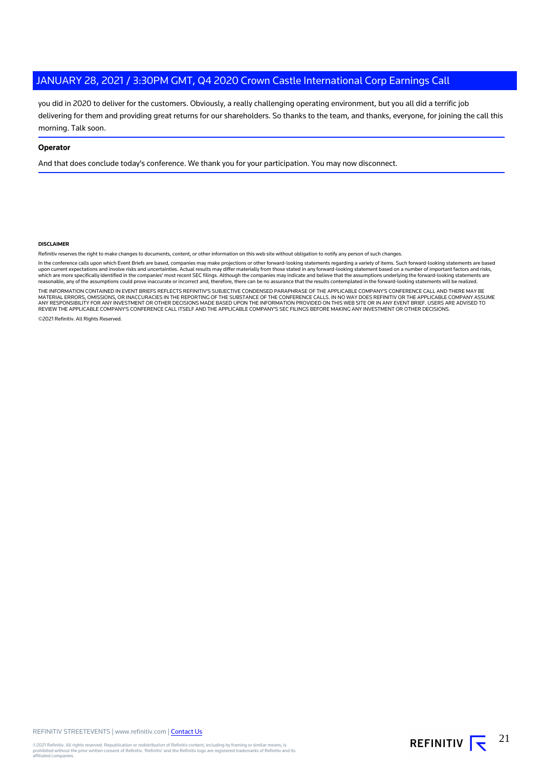you did in 2020 to deliver for the customers. Obviously, a really challenging operating environment, but you all did a terrific job delivering for them and providing great returns for our shareholders. So thanks to the team, and thanks, everyone, for joining the call this morning. Talk soon.

**Operator**

And that does conclude today's conference. We thank you for your participation. You may now disconnect.

**DISCLAIMER**

Refinitiv reserves the right to make changes to documents, content, or other information on this web site without obligation to notify any person of such changes.

In the conference calls upon which Event Briefs are based, companies may make projections or other forward-looking statements regarding a variety of items. Such forward-looking statements are based upon current expectations and involve risks and uncertainties. Actual results may differ materially from those stated in any forward-looking statement based on a number of important factors and risks, which are more specifically identified in the companies' most recent SEC filings. Although the companies may indicate and believe that the assumptions underlying the forward-looking statements are reasonable, any of the assumptions could prove inaccurate or incorrect and, therefore, there can be no assurance that the results contemplated in the forward-looking statements will be realized.

THE INFORMATION CONTAINED IN EVENT BRIEFS REFLECTS REFINITIV'S SUBJECTIVE CONDENSED PARAPHRASE OF THE APPLICABLE COMPANY'S CONFERENCE CALL AND THERE MAY BE MATERIAL ERRORS, OMISSIONS, OR INACCURACIES IN THE REPORTING OF THE SUBSTANCE OF THE CONFERENCE CALLS. IN NO WAY DOES REFINITIV OR THE APPLICABLE COMPANY ASSUME ANY RESPONSIBILITY FOR ANY INVESTMENT OR OTHER DECISIONS MADE BASED UPON THE INFORMATION PROVIDED ON THIS WEB SITE OR IN ANY EVENT BRIEF. USERS ARE ADVISED TO REVIEW THE APPLICABLE COMPANY'S CONFERENCE CALL ITSELF AND THE APPLICABLE COMPANY'S SEC FILINGS BEFORE MAKING ANY INVESTMENT OR OTHER DECISIONS.

©2021 Refinitiv. All Rights Reserved.